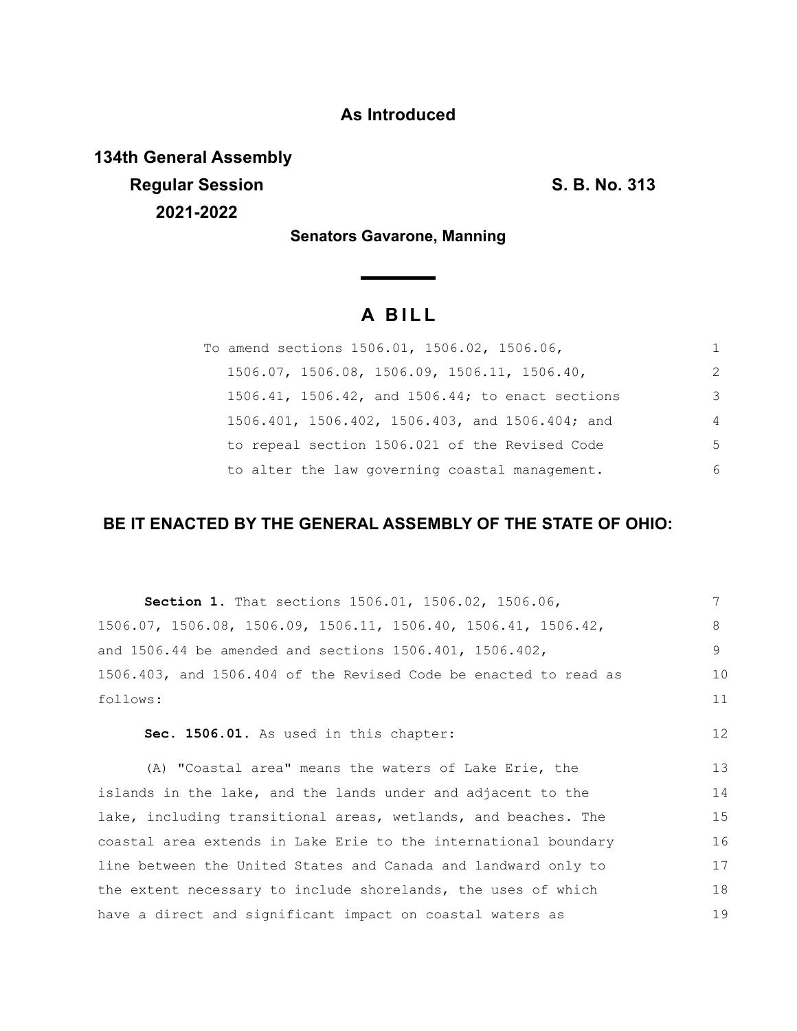**As Introduced**

**134th General Assembly**
**Regular Session**
**2021-2022**

**S. B. No. 313**

**Senators Gavarone, Manning**

# A BILL

To amend sections 1506.01, 1506.02, 1506.06, 1506.07, 1506.08, 1506.09, 1506.11, 1506.40, 1506.41, 1506.42, and 1506.44; to enact sections 1506.401, 1506.402, 1506.403, and 1506.404; and to repeal section 1506.021 of the Revised Code to alter the law governing coastal management.

**BE IT ENACTED BY THE GENERAL ASSEMBLY OF THE STATE OF OHIO:**

**Section 1.** That sections 1506.01, 1506.02, 1506.06, 1506.07, 1506.08, 1506.09, 1506.11, 1506.40, 1506.41, 1506.42, and 1506.44 be amended and sections 1506.401, 1506.402, 1506.403, and 1506.404 of the Revised Code be enacted to read as follows:

**Sec. 1506.01.** As used in this chapter:

(A) "Coastal area" means the waters of Lake Erie, the islands in the lake, and the lands under and adjacent to the lake, including transitional areas, wetlands, and beaches. The coastal area extends in Lake Erie to the international boundary line between the United States and Canada and landward only to the extent necessary to include shorelands, the uses of which have a direct and significant impact on coastal waters as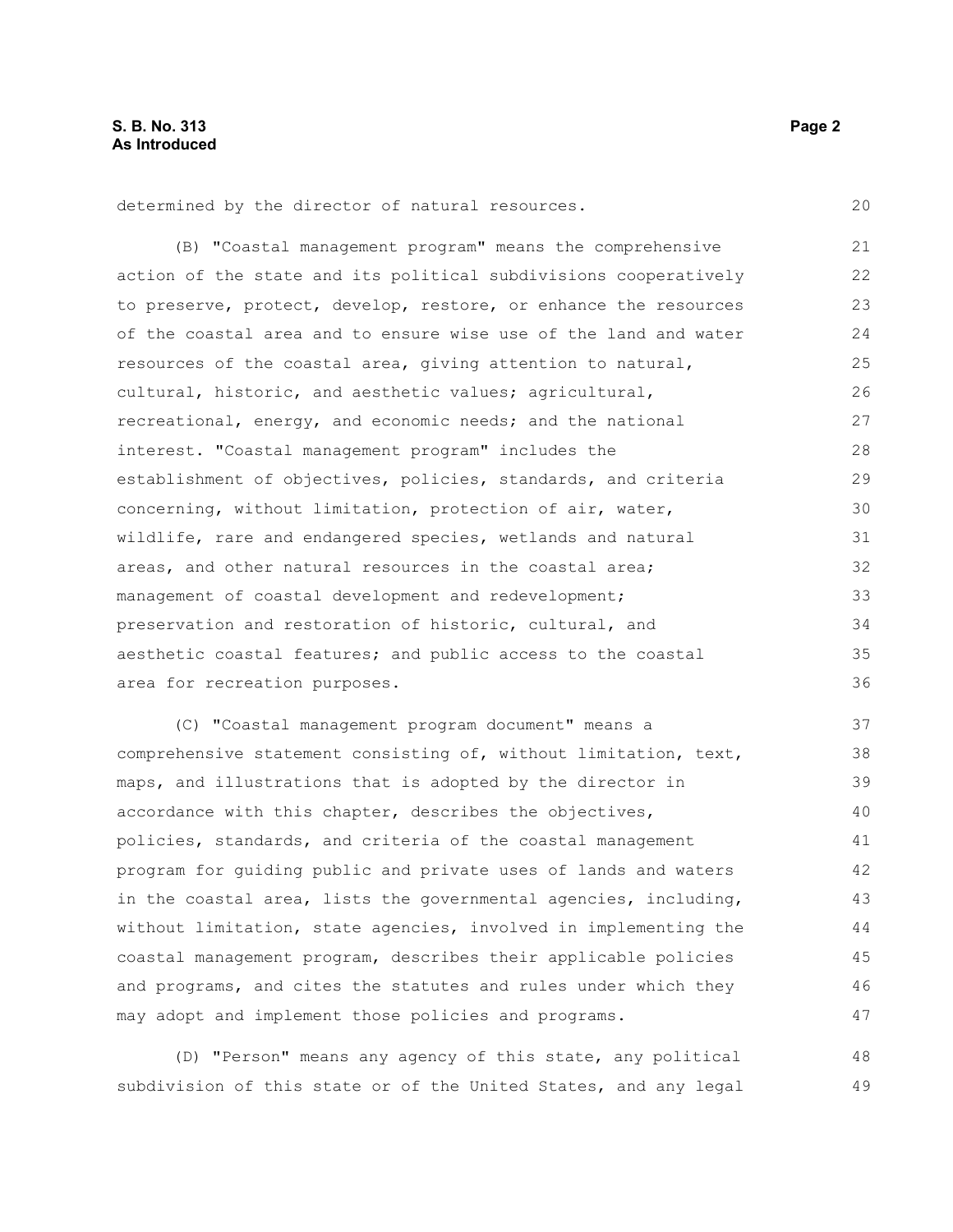determined by the director of natural resources.

(B) "Coastal management program" means the comprehensive action of the state and its political subdivisions cooperatively to preserve, protect, develop, restore, or enhance the resources of the coastal area and to ensure wise use of the land and water resources of the coastal area, giving attention to natural, cultural, historic, and aesthetic values; agricultural, recreational, energy, and economic needs; and the national interest. "Coastal management program" includes the establishment of objectives, policies, standards, and criteria concerning, without limitation, protection of air, water, wildlife, rare and endangered species, wetlands and natural areas, and other natural resources in the coastal area; management of coastal development and redevelopment; preservation and restoration of historic, cultural, and aesthetic coastal features; and public access to the coastal area for recreation purposes.

(C) "Coastal management program document" means a comprehensive statement consisting of, without limitation, text, maps, and illustrations that is adopted by the director in accordance with this chapter, describes the objectives, policies, standards, and criteria of the coastal management program for guiding public and private uses of lands and waters in the coastal area, lists the governmental agencies, including, without limitation, state agencies, involved in implementing the coastal management program, describes their applicable policies and programs, and cites the statutes and rules under which they may adopt and implement those policies and programs.

(D) "Person" means any agency of this state, any political subdivision of this state or of the United States, and any legal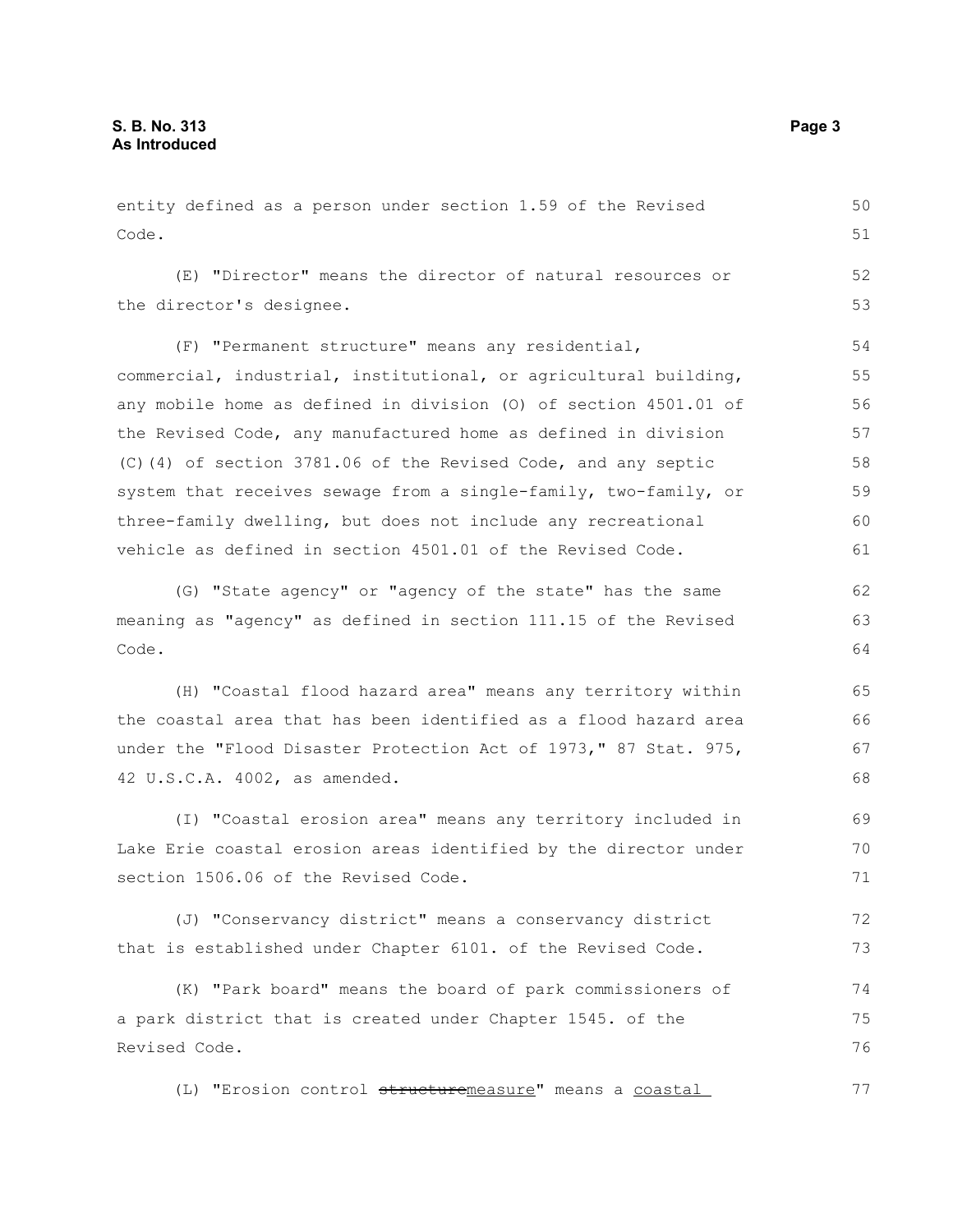entity defined as a person under section 1.59 of the Revised Code.

(E) "Director" means the director of natural resources or the director's designee.

(F) "Permanent structure" means any residential, commercial, industrial, institutional, or agricultural building, any mobile home as defined in division (O) of section 4501.01 of the Revised Code, any manufactured home as defined in division (C)(4) of section 3781.06 of the Revised Code, and any septic system that receives sewage from a single-family, two-family, or three-family dwelling, but does not include any recreational vehicle as defined in section 4501.01 of the Revised Code.

(G) "State agency" or "agency of the state" has the same meaning as "agency" as defined in section 111.15 of the Revised Code.

(H) "Coastal flood hazard area" means any territory within the coastal area that has been identified as a flood hazard area under the "Flood Disaster Protection Act of 1973," 87 Stat. 975, 42 U.S.C.A. 4002, as amended.

(I) "Coastal erosion area" means any territory included in Lake Erie coastal erosion areas identified by the director under section 1506.06 of the Revised Code.

(J) "Conservancy district" means a conservancy district that is established under Chapter 6101. of the Revised Code.

(K) "Park board" means the board of park commissioners of a park district that is created under Chapter 1545. of the Revised Code.

(L) "Erosion control ~~structure~~measure" means a coastal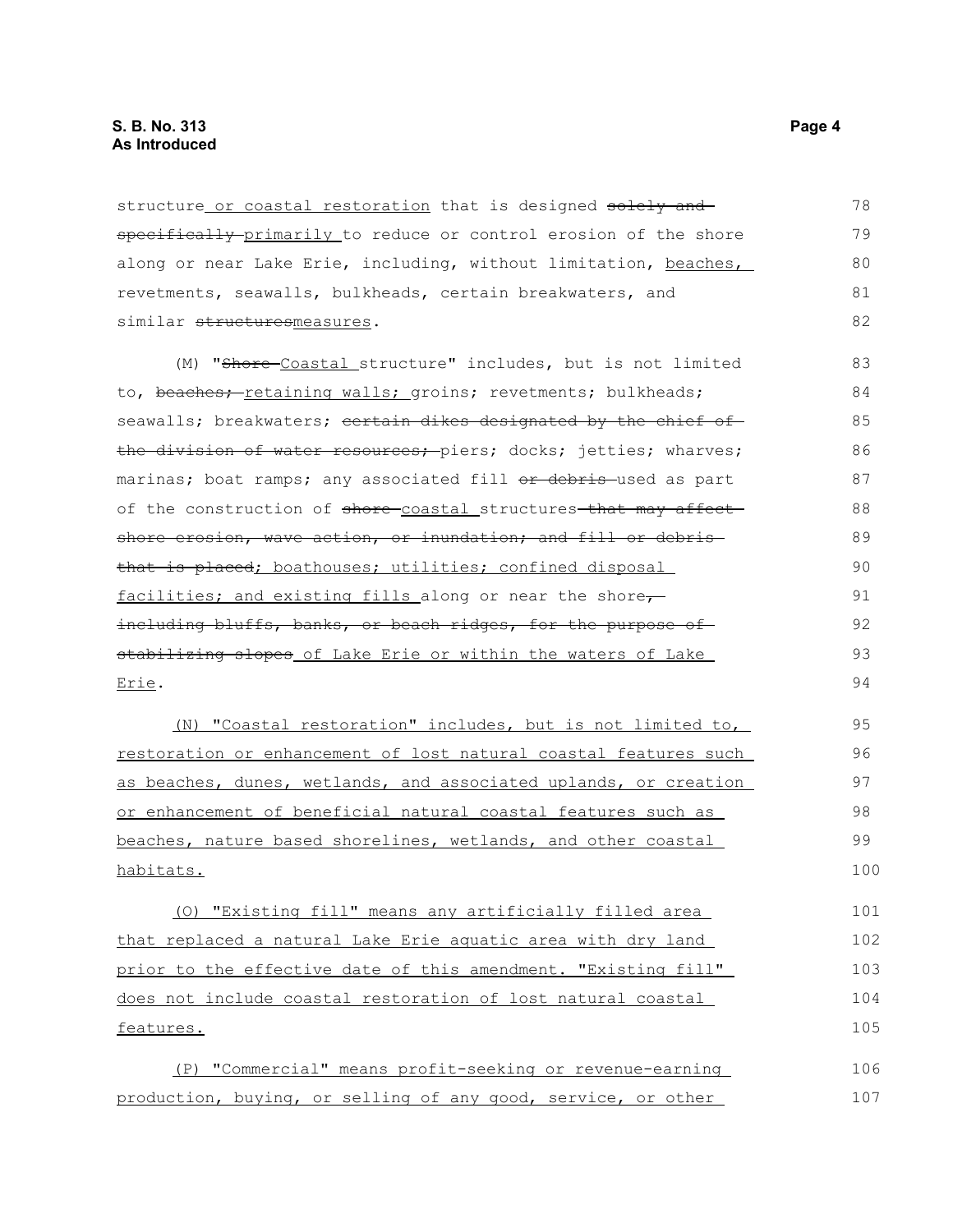structure<u> or coastal restoration</u> that is designed ~~solely and specifically~~ <u>primarily</u> to reduce or control erosion of the shore along or near Lake Erie, including, without limitation, <u>beaches,</u> revetments, seawalls, bulkheads, certain breakwaters, and similar ~~structures~~<u>measures</u>.

(M) "~~Shore~~ <u>Coastal</u> structure" includes, but is not limited to, ~~beaches;~~ <u>retaining walls;</u> groins; revetments; bulkheads; seawalls; breakwaters; ~~certain dikes designated by the chief of the division of water resources;~~ piers; docks; jetties; wharves; marinas; boat ramps; any associated fill ~~or debris~~ used as part of the construction of ~~shore~~ <u>coastal</u> structures ~~that may affect shore erosion, wave action, or inundation; and fill or debris that is placed~~<u>; boathouses; utilities; confined disposal facilities; and existing fills</u> along or near the shore~~, including bluffs, banks, or beach ridges, for the purpose of stabilizing slopes~~ <u>of Lake Erie or within the waters of Lake Erie</u>.

<u>(N) "Coastal restoration" includes, but is not limited to, restoration or enhancement of lost natural coastal features such as beaches, dunes, wetlands, and associated uplands, or creation or enhancement of beneficial natural coastal features such as beaches, nature based shorelines, wetlands, and other coastal habitats.</u>

<u>(O) "Existing fill" means any artificially filled area that replaced a natural Lake Erie aquatic area with dry land prior to the effective date of this amendment. "Existing fill" does not include coastal restoration of lost natural coastal features.</u>

<u>(P) "Commercial" means profit-seeking or revenue-earning production, buying, or selling of any good, service, or other</u>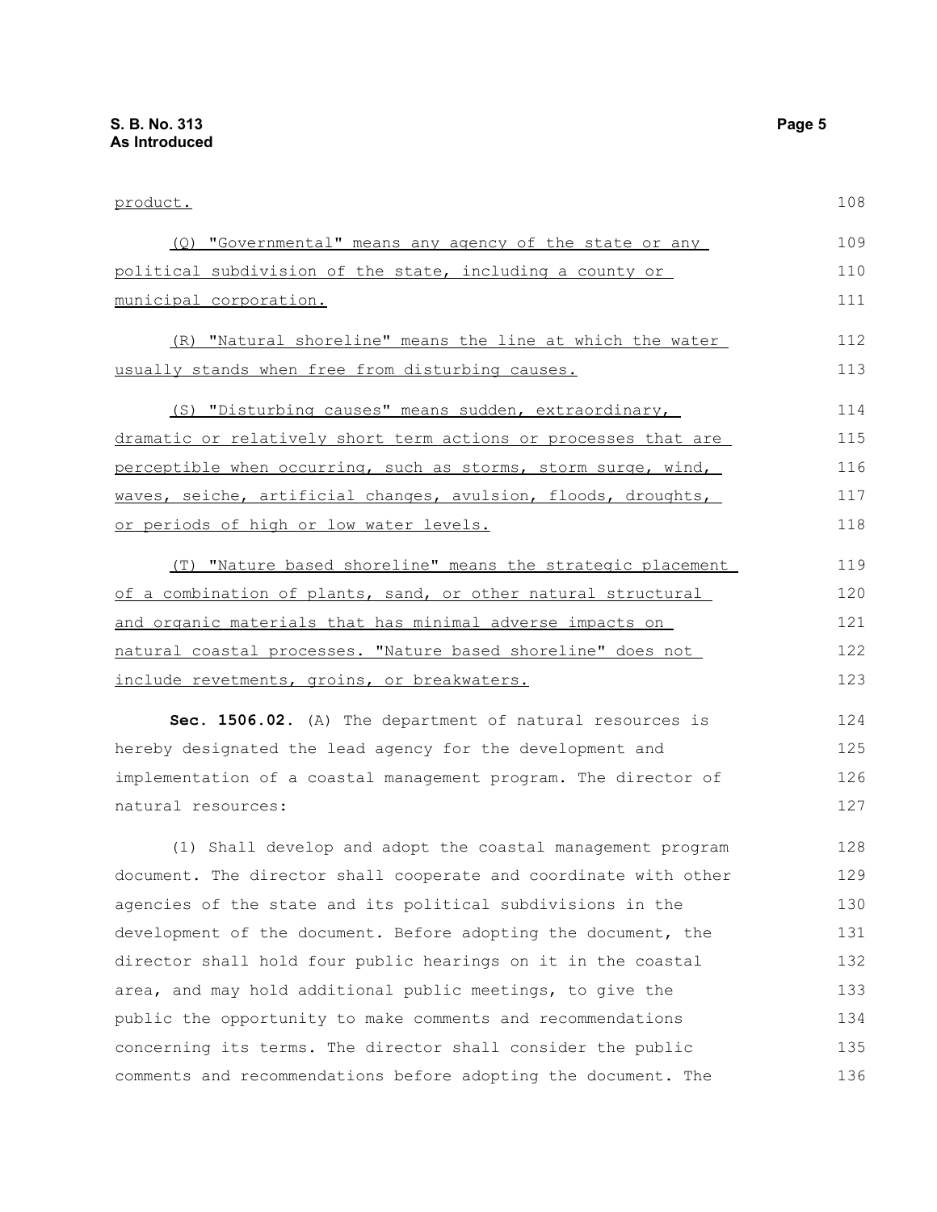product.

(Q) "Governmental" means any agency of the state or any political subdivision of the state, including a county or municipal corporation.

(R) "Natural shoreline" means the line at which the water usually stands when free from disturbing causes.

(S) "Disturbing causes" means sudden, extraordinary, dramatic or relatively short term actions or processes that are perceptible when occurring, such as storms, storm surge, wind, waves, seiche, artificial changes, avulsion, floods, droughts, or periods of high or low water levels.

(T) "Nature based shoreline" means the strategic placement of a combination of plants, sand, or other natural structural and organic materials that has minimal adverse impacts on natural coastal processes. "Nature based shoreline" does not include revetments, groins, or breakwaters.

**Sec. 1506.02.** (A) The department of natural resources is hereby designated the lead agency for the development and implementation of a coastal management program. The director of natural resources:

(1) Shall develop and adopt the coastal management program document. The director shall cooperate and coordinate with other agencies of the state and its political subdivisions in the development of the document. Before adopting the document, the director shall hold four public hearings on it in the coastal area, and may hold additional public meetings, to give the public the opportunity to make comments and recommendations concerning its terms. The director shall consider the public comments and recommendations before adopting the document. The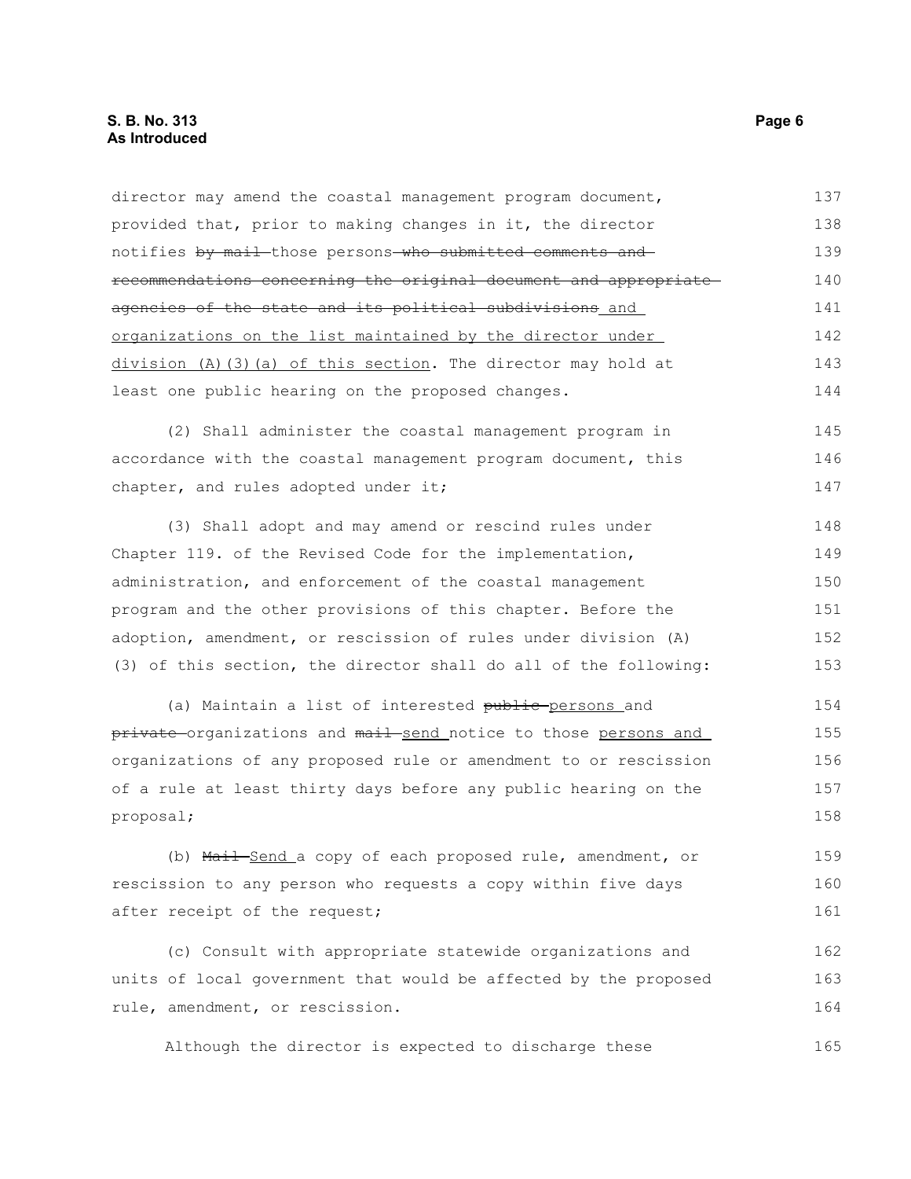director may amend the coastal management program document, provided that, prior to making changes in it, the director notifies ~~by mail~~ those persons ~~who submitted comments and recommendations concerning the original document and appropriate agencies of the state and its political subdivisions~~ and organizations on the list maintained by the director under division (A)(3)(a) of this section. The director may hold at least one public hearing on the proposed changes.

(2) Shall administer the coastal management program in accordance with the coastal management program document, this chapter, and rules adopted under it;

(3) Shall adopt and may amend or rescind rules under Chapter 119. of the Revised Code for the implementation, administration, and enforcement of the coastal management program and the other provisions of this chapter. Before the adoption, amendment, or rescission of rules under division (A)(3) of this section, the director shall do all of the following:

(a) Maintain a list of interested ~~public~~ persons and ~~private~~ organizations and ~~mail~~ send notice to those persons and organizations of any proposed rule or amendment to or rescission of a rule at least thirty days before any public hearing on the proposal;

(b) ~~Mail~~ Send a copy of each proposed rule, amendment, or rescission to any person who requests a copy within five days after receipt of the request;

(c) Consult with appropriate statewide organizations and units of local government that would be affected by the proposed rule, amendment, or rescission.

Although the director is expected to discharge these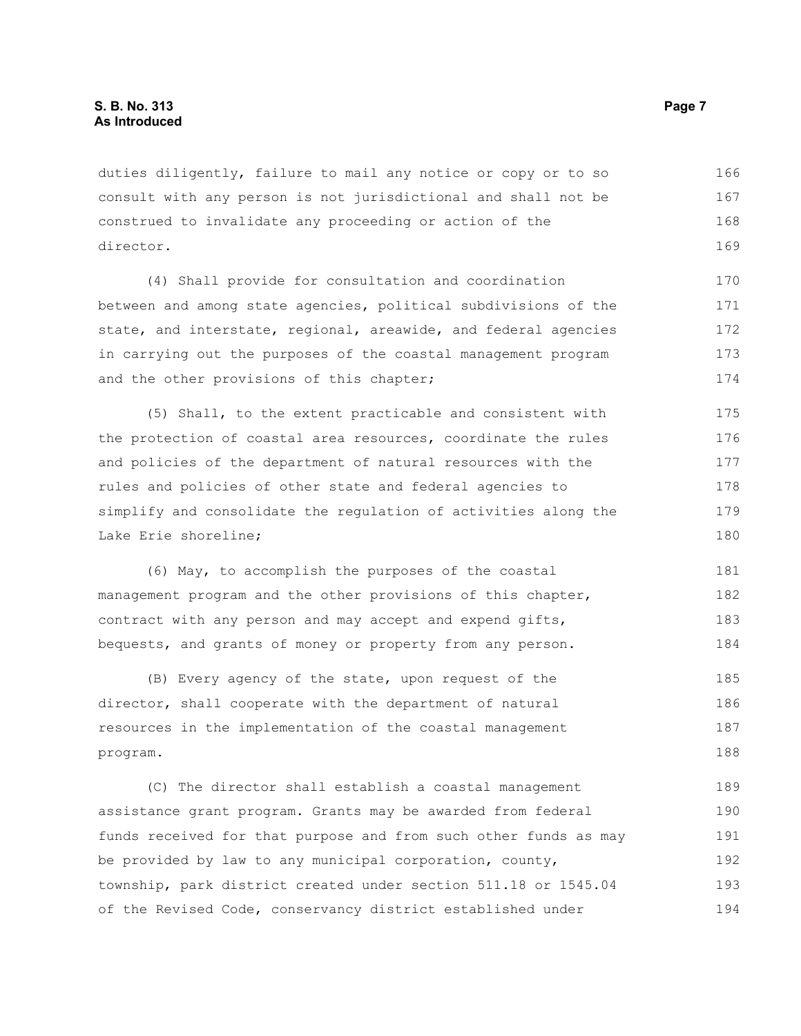duties diligently, failure to mail any notice or copy or to so consult with any person is not jurisdictional and shall not be construed to invalidate any proceeding or action of the director.

(4) Shall provide for consultation and coordination between and among state agencies, political subdivisions of the state, and interstate, regional, areawide, and federal agencies in carrying out the purposes of the coastal management program and the other provisions of this chapter;

(5) Shall, to the extent practicable and consistent with the protection of coastal area resources, coordinate the rules and policies of the department of natural resources with the rules and policies of other state and federal agencies to simplify and consolidate the regulation of activities along the Lake Erie shoreline;

(6) May, to accomplish the purposes of the coastal management program and the other provisions of this chapter, contract with any person and may accept and expend gifts, bequests, and grants of money or property from any person.

(B) Every agency of the state, upon request of the director, shall cooperate with the department of natural resources in the implementation of the coastal management program.

(C) The director shall establish a coastal management assistance grant program. Grants may be awarded from federal funds received for that purpose and from such other funds as may be provided by law to any municipal corporation, county, township, park district created under section 511.18 or 1545.04 of the Revised Code, conservancy district established under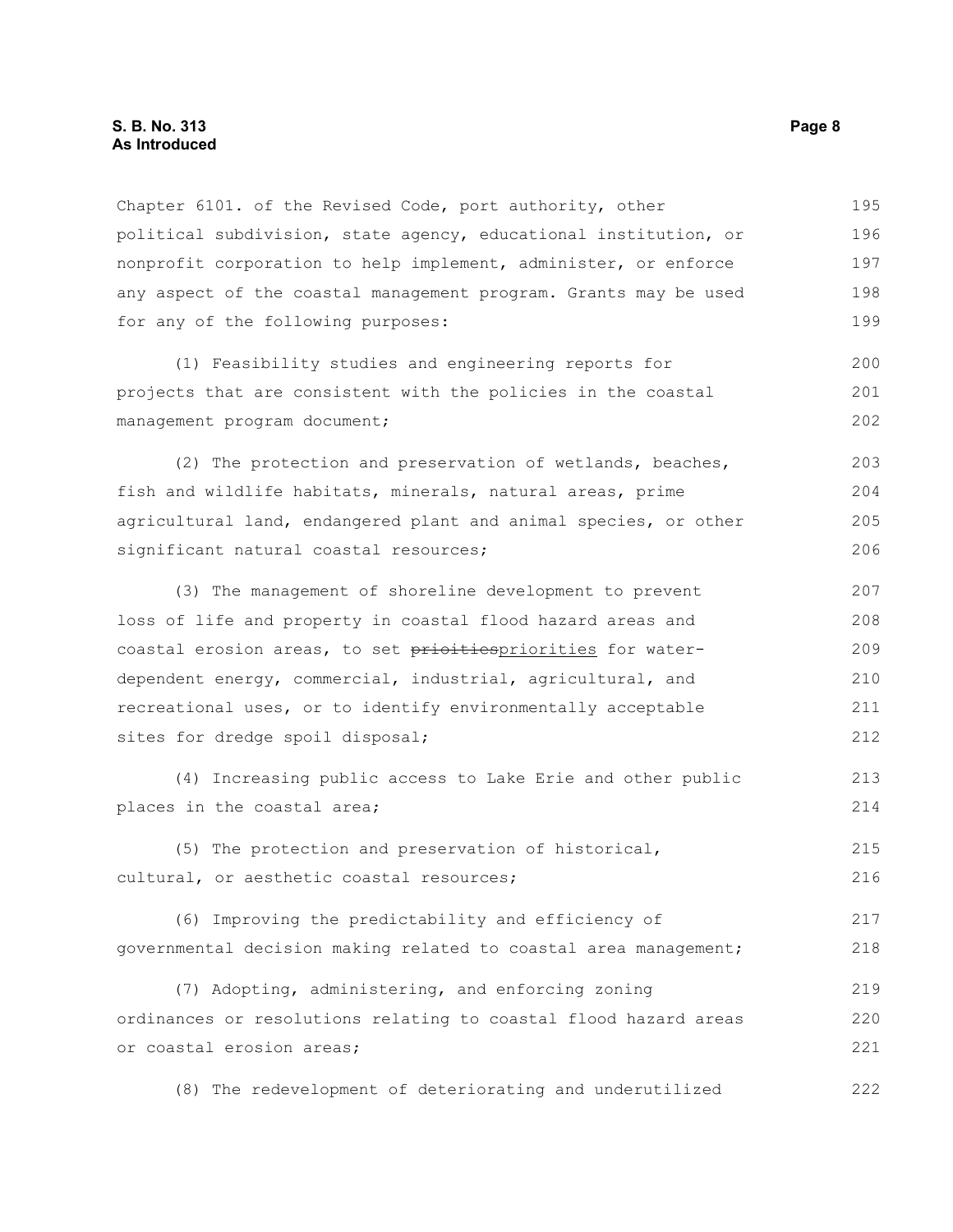Chapter 6101. of the Revised Code, port authority, other political subdivision, state agency, educational institution, or nonprofit corporation to help implement, administer, or enforce any aspect of the coastal management program. Grants may be used for any of the following purposes:

(1) Feasibility studies and engineering reports for projects that are consistent with the policies in the coastal management program document;

(2) The protection and preservation of wetlands, beaches, fish and wildlife habitats, minerals, natural areas, prime agricultural land, endangered plant and animal species, or other significant natural coastal resources;

(3) The management of shoreline development to prevent loss of life and property in coastal flood hazard areas and coastal erosion areas, to set ~~prioities~~priorities for water-dependent energy, commercial, industrial, agricultural, and recreational uses, or to identify environmentally acceptable sites for dredge spoil disposal;

(4) Increasing public access to Lake Erie and other public places in the coastal area;

(5) The protection and preservation of historical, cultural, or aesthetic coastal resources;

(6) Improving the predictability and efficiency of governmental decision making related to coastal area management;

(7) Adopting, administering, and enforcing zoning ordinances or resolutions relating to coastal flood hazard areas or coastal erosion areas;

(8) The redevelopment of deteriorating and underutilized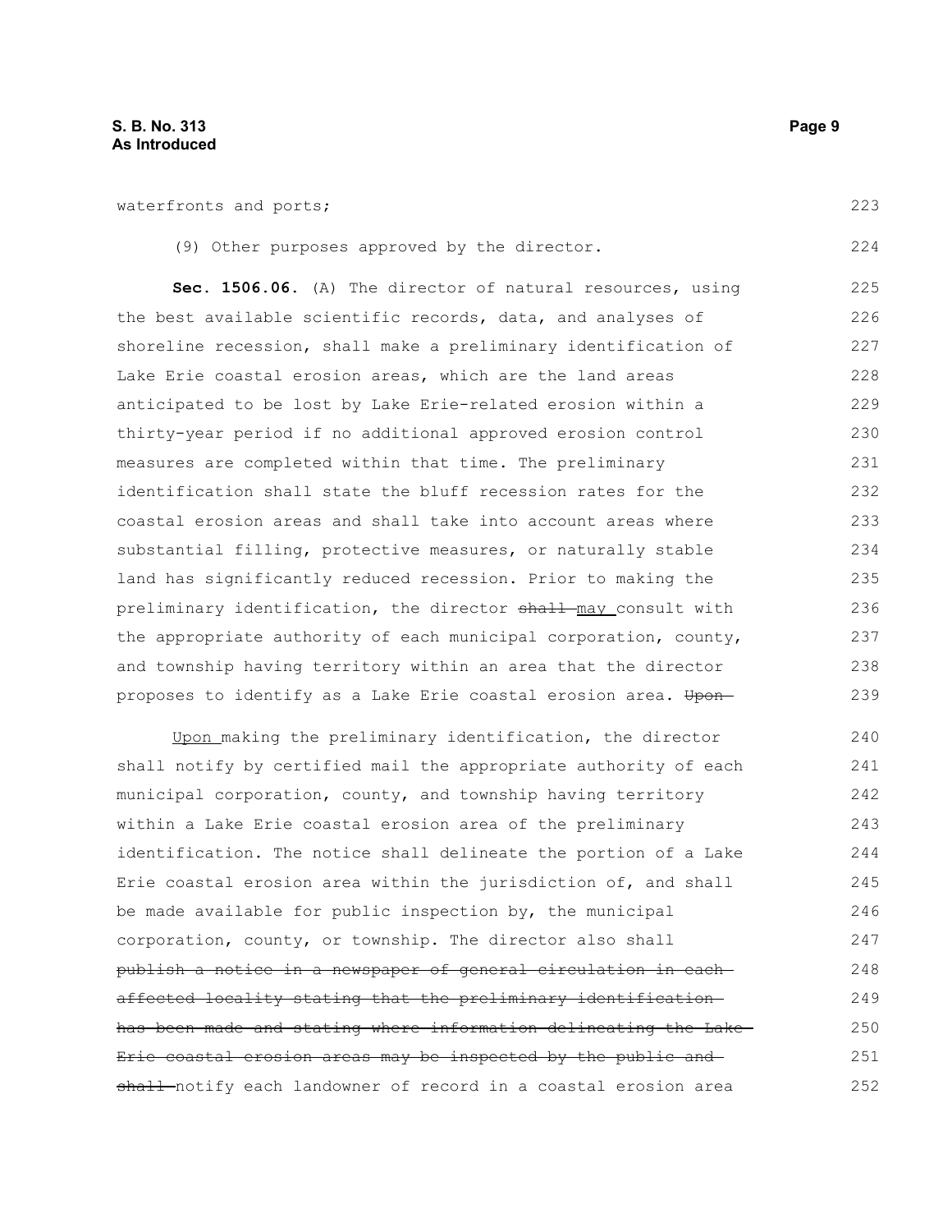waterfronts and ports;

(9) Other purposes approved by the director.

**Sec. 1506.06.** (A) The director of natural resources, using the best available scientific records, data, and analyses of shoreline recession, shall make a preliminary identification of Lake Erie coastal erosion areas, which are the land areas anticipated to be lost by Lake Erie-related erosion within a thirty-year period if no additional approved erosion control measures are completed within that time. The preliminary identification shall state the bluff recession rates for the coastal erosion areas and shall take into account areas where substantial filling, protective measures, or naturally stable land has significantly reduced recession. Prior to making the preliminary identification, the director ~~shall~~ <u>may</u> consult with the appropriate authority of each municipal corporation, county, and township having territory within an area that the director proposes to identify as a Lake Erie coastal erosion area. ~~Upon~~

<u>Upon</u> making the preliminary identification, the director shall notify by certified mail the appropriate authority of each municipal corporation, county, and township having territory within a Lake Erie coastal erosion area of the preliminary identification. The notice shall delineate the portion of a Lake Erie coastal erosion area within the jurisdiction of, and shall be made available for public inspection by, the municipal corporation, county, or township. The director also shall ~~publish a notice in a newspaper of general circulation in each affected locality stating that the preliminary identification has been made and stating where information delineating the Lake Erie coastal erosion areas may be inspected by the public and shall~~ notify each landowner of record in a coastal erosion area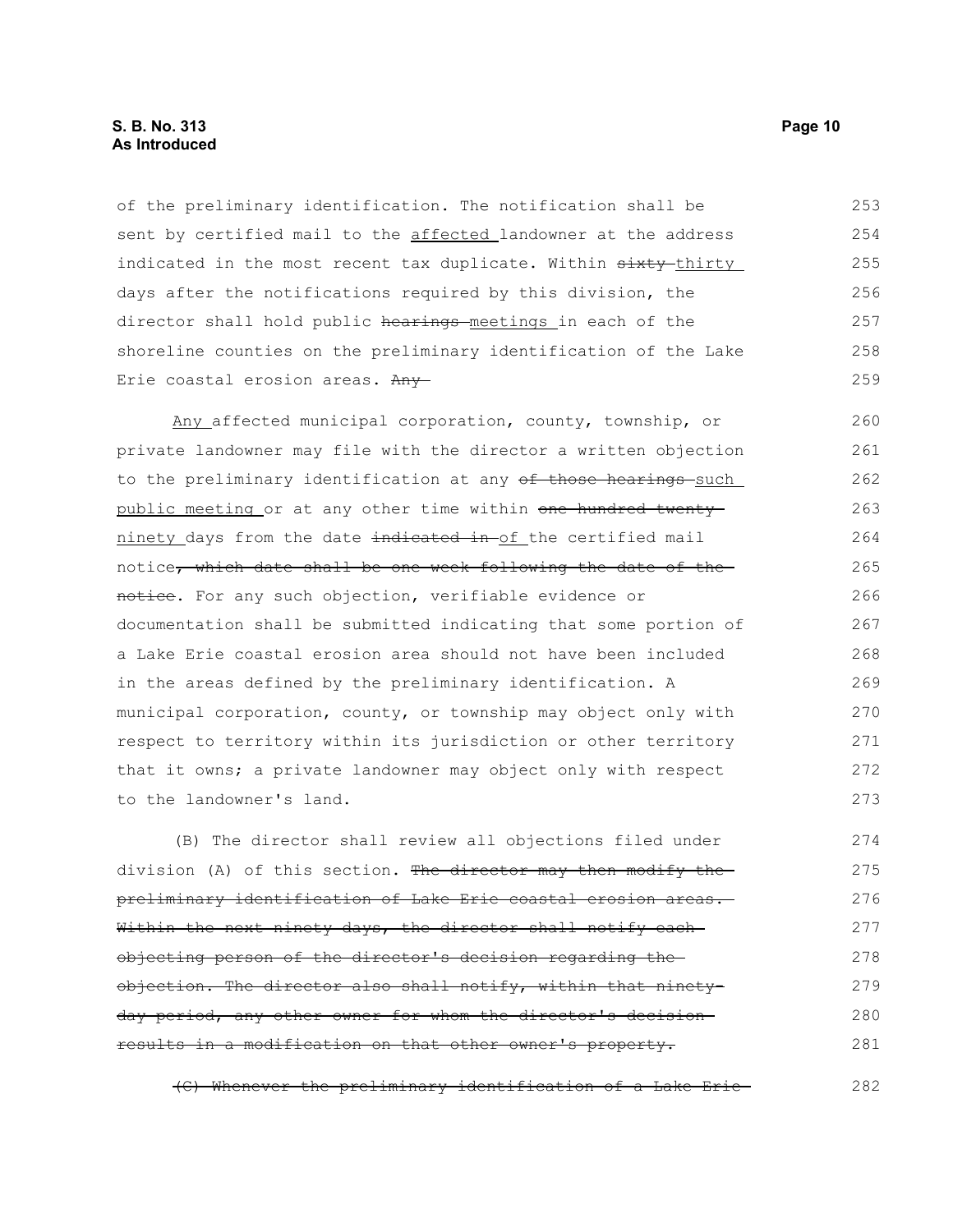of the preliminary identification. The notification shall be sent by certified mail to the <u>affected</u> landowner at the address indicated in the most recent tax duplicate. Within ~~sixty~~ <u>thirty</u> days after the notifications required by this division, the director shall hold public ~~hearings~~ <u>meetings</u> in each of the shoreline counties on the preliminary identification of the Lake Erie coastal erosion areas. ~~Any~~

<u>Any</u> affected municipal corporation, county, township, or private landowner may file with the director a written objection to the preliminary identification at any ~~of those hearings~~ <u>such public meeting</u> or at any other time within ~~one hundred twenty~~ <u>ninety</u> days from the date ~~indicated in~~ <u>of</u> the certified mail notice~~, which date shall be one week following the date of the notice~~. For any such objection, verifiable evidence or documentation shall be submitted indicating that some portion of a Lake Erie coastal erosion area should not have been included in the areas defined by the preliminary identification. A municipal corporation, county, or township may object only with respect to territory within its jurisdiction or other territory that it owns; a private landowner may object only with respect to the landowner's land.

(B) The director shall review all objections filed under division (A) of this section. ~~The director may then modify the preliminary identification of Lake Erie coastal erosion areas. Within the next ninety days, the director shall notify each objecting person of the director's decision regarding the objection. The director also shall notify, within that ninety-day period, any other owner for whom the director's decision results in a modification on that other owner's property.~~

~~(C) Whenever the preliminary identification of a Lake Erie~~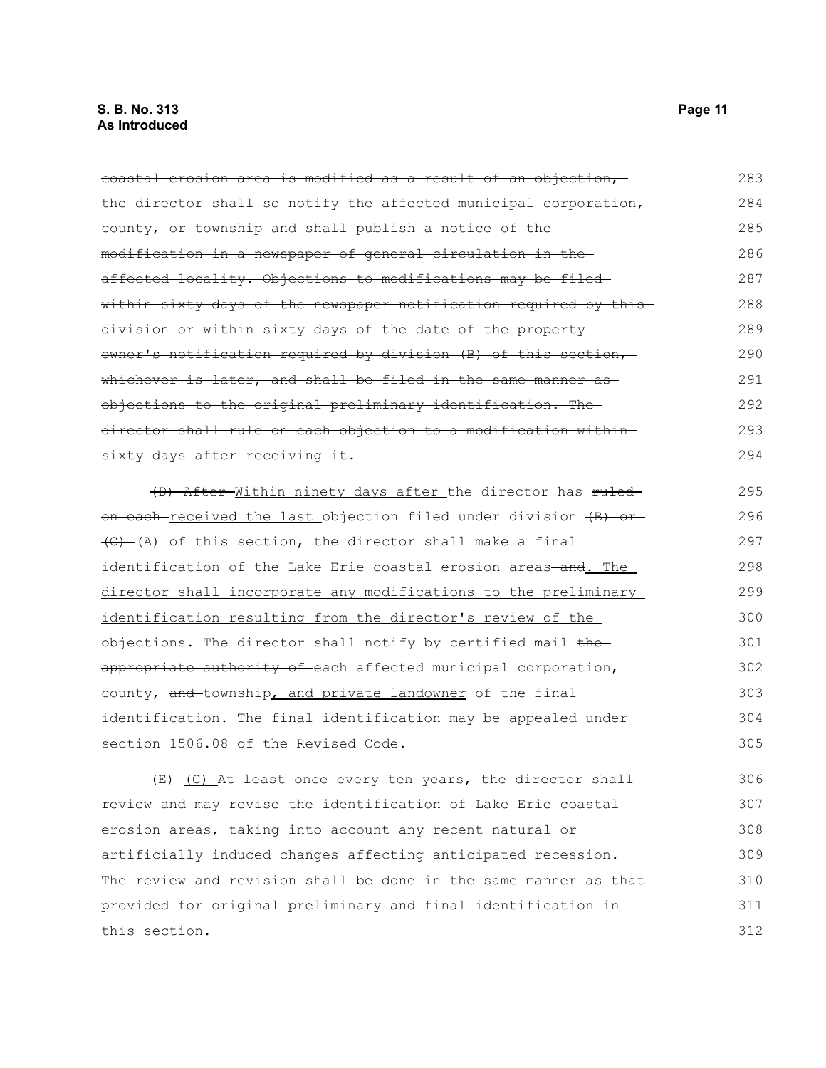~~coastal erosion area is modified as a result of an objection, the director shall so notify the affected municipal corporation, county, or township and shall publish a notice of the modification in a newspaper of general circulation in the affected locality. Objections to modifications may be filed within sixty days of the newspaper notification required by this division or within sixty days of the date of the property owner's notification required by division (B) of this section, whichever is later, and shall be filed in the same manner as objections to the original preliminary identification. The director shall rule on each objection to a modification within sixty days after receiving it.~~

~~(D) After~~ <u>Within ninety days after</u> the director has ~~ruled on each~~ <u>received the last</u> objection filed under division ~~(B) or (C)~~ <u>(A)</u> of this section, the director shall make a final identification of the Lake Erie coastal erosion areas ~~and~~<u>. The director shall incorporate any modifications to the preliminary identification resulting from the director's review of the objections. The director</u> shall notify by certified mail ~~the appropriate authority of~~ each affected municipal corporation, county, ~~and~~ township<u>, and private landowner</u> of the final identification. The final identification may be appealed under section 1506.08 of the Revised Code.

~~(E)~~ <u>(C)</u> At least once every ten years, the director shall review and may revise the identification of Lake Erie coastal erosion areas, taking into account any recent natural or artificially induced changes affecting anticipated recession. The review and revision shall be done in the same manner as that provided for original preliminary and final identification in this section.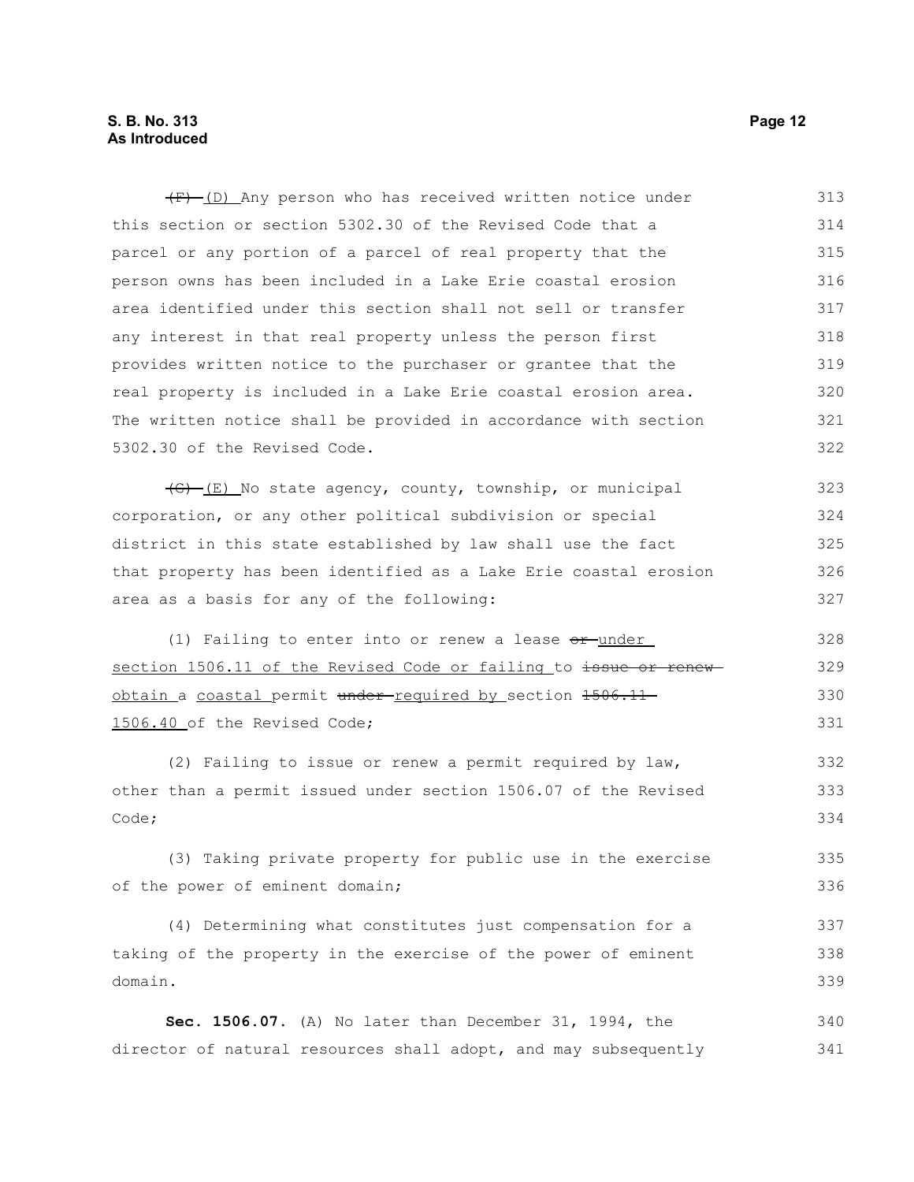~~(F)~~ (D) Any person who has received written notice under this section or section 5302.30 of the Revised Code that a parcel or any portion of a parcel of real property that the person owns has been included in a Lake Erie coastal erosion area identified under this section shall not sell or transfer any interest in that real property unless the person first provides written notice to the purchaser or grantee that the real property is included in a Lake Erie coastal erosion area. The written notice shall be provided in accordance with section 5302.30 of the Revised Code.

~~(G)~~ (E) No state agency, county, township, or municipal corporation, or any other political subdivision or special district in this state established by law shall use the fact that property has been identified as a Lake Erie coastal erosion area as a basis for any of the following:

(1) Failing to enter into or renew a lease ~~or~~ under section 1506.11 of the Revised Code or failing to ~~issue or renew~~ obtain a coastal permit ~~under~~ required by section ~~1506.11~~ 1506.40 of the Revised Code;

(2) Failing to issue or renew a permit required by law, other than a permit issued under section 1506.07 of the Revised Code;

(3) Taking private property for public use in the exercise of the power of eminent domain;

(4) Determining what constitutes just compensation for a taking of the property in the exercise of the power of eminent domain.

**Sec. 1506.07.** (A) No later than December 31, 1994, the director of natural resources shall adopt, and may subsequently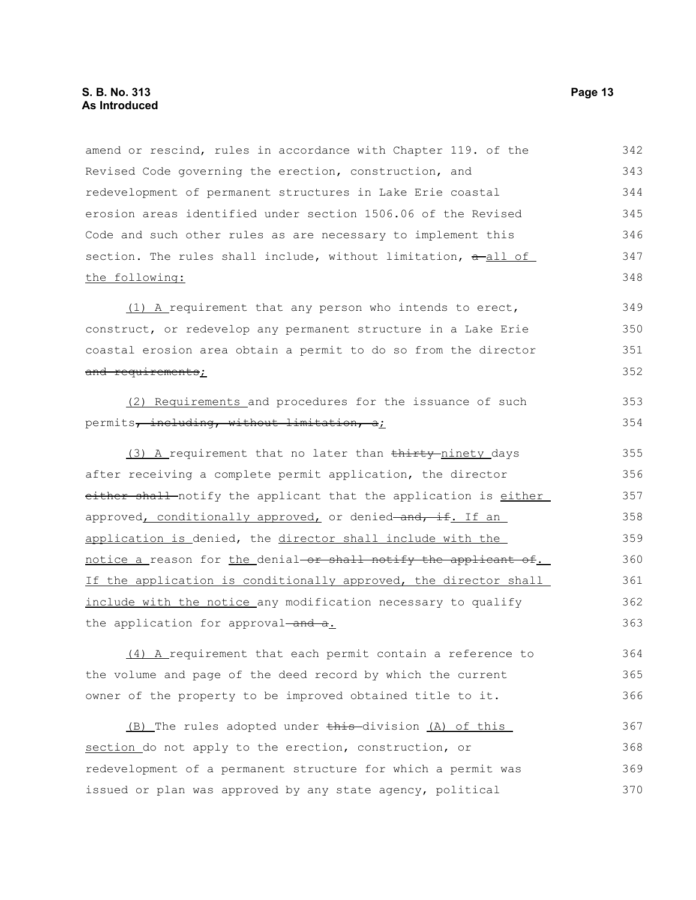amend or rescind, rules in accordance with Chapter 119. of the Revised Code governing the erection, construction, and redevelopment of permanent structures in Lake Erie coastal erosion areas identified under section 1506.06 of the Revised Code and such other rules as are necessary to implement this section. The rules shall include, without limitation, ~~a~~ <u>all of the following:</u>

<u>(1) A</u> requirement that any person who intends to erect, construct, or redevelop any permanent structure in a Lake Erie coastal erosion area obtain a permit to do so from the director ~~and requirements~~<u>;</u>

<u>(2) Requirements</u> and procedures for the issuance of such permits~~, including, without limitation, a~~<u>;</u>

<u>(3) A</u> requirement that no later than ~~thirty~~ <u>ninety</u> days after receiving a complete permit application, the director ~~either shall~~ notify the applicant that the application is <u>either</u> approved<u>, conditionally approved,</u> or denied ~~and, if~~<u>. If an application is</u> denied, the <u>director shall include with the notice a</u> reason for <u>the</u> denial ~~or shall notify the applicant of~~<u>. If the application is conditionally approved, the director shall include with the notice</u> any modification necessary to qualify the application for approval ~~and a~~<u>.</u>

<u>(4) A</u> requirement that each permit contain a reference to the volume and page of the deed record by which the current owner of the property to be improved obtained title to it.

<u>(B)</u> The rules adopted under ~~this~~ division <u>(A) of this section</u> do not apply to the erection, construction, or redevelopment of a permanent structure for which a permit was issued or plan was approved by any state agency, political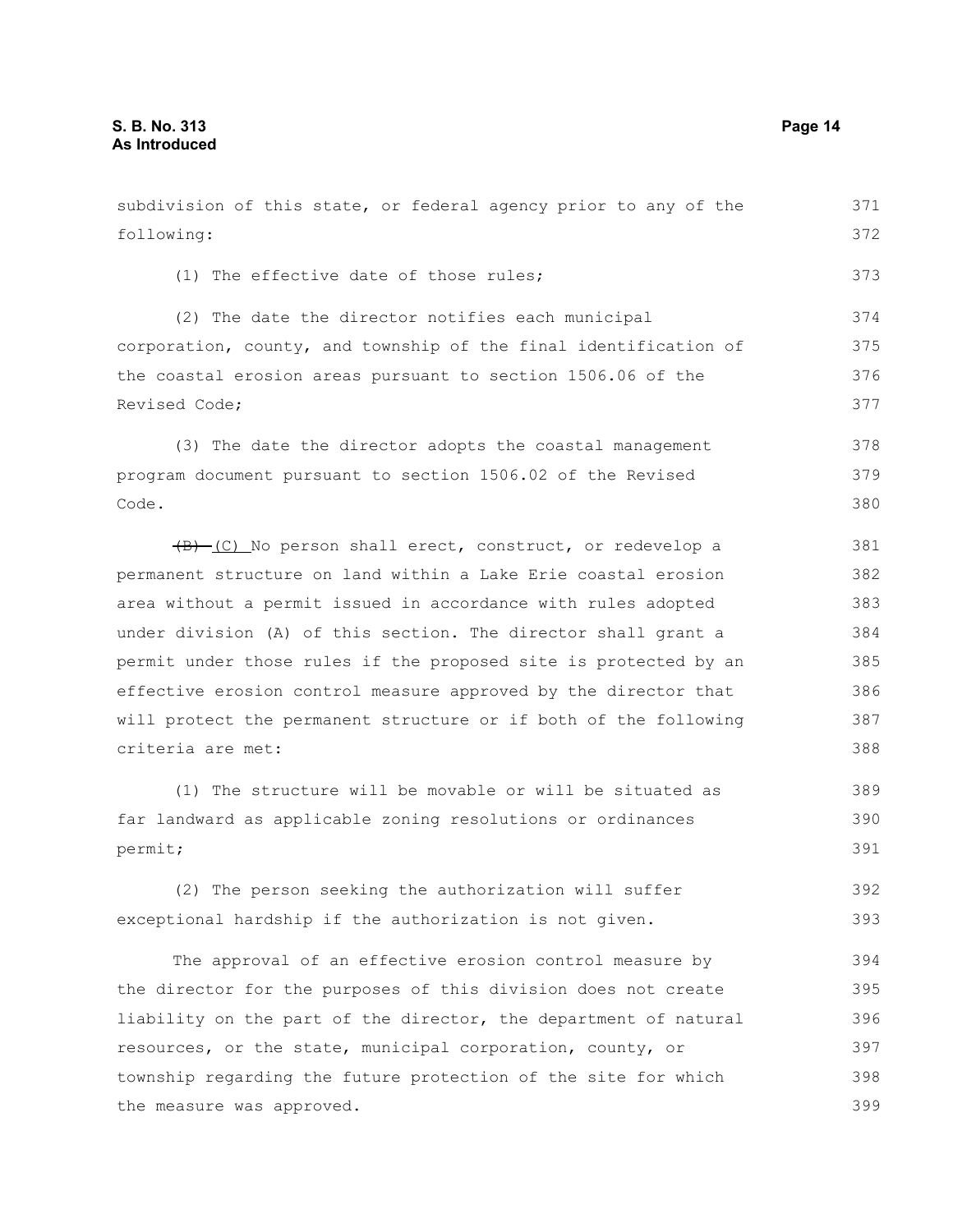subdivision of this state, or federal agency prior to any of the following:

(1) The effective date of those rules;

(2) The date the director notifies each municipal corporation, county, and township of the final identification of the coastal erosion areas pursuant to section 1506.06 of the Revised Code;

(3) The date the director adopts the coastal management program document pursuant to section 1506.02 of the Revised Code.

~~(B)~~ (C) No person shall erect, construct, or redevelop a permanent structure on land within a Lake Erie coastal erosion area without a permit issued in accordance with rules adopted under division (A) of this section. The director shall grant a permit under those rules if the proposed site is protected by an effective erosion control measure approved by the director that will protect the permanent structure or if both of the following criteria are met:

(1) The structure will be movable or will be situated as far landward as applicable zoning resolutions or ordinances permit;

(2) The person seeking the authorization will suffer exceptional hardship if the authorization is not given.

The approval of an effective erosion control measure by the director for the purposes of this division does not create liability on the part of the director, the department of natural resources, or the state, municipal corporation, county, or township regarding the future protection of the site for which the measure was approved.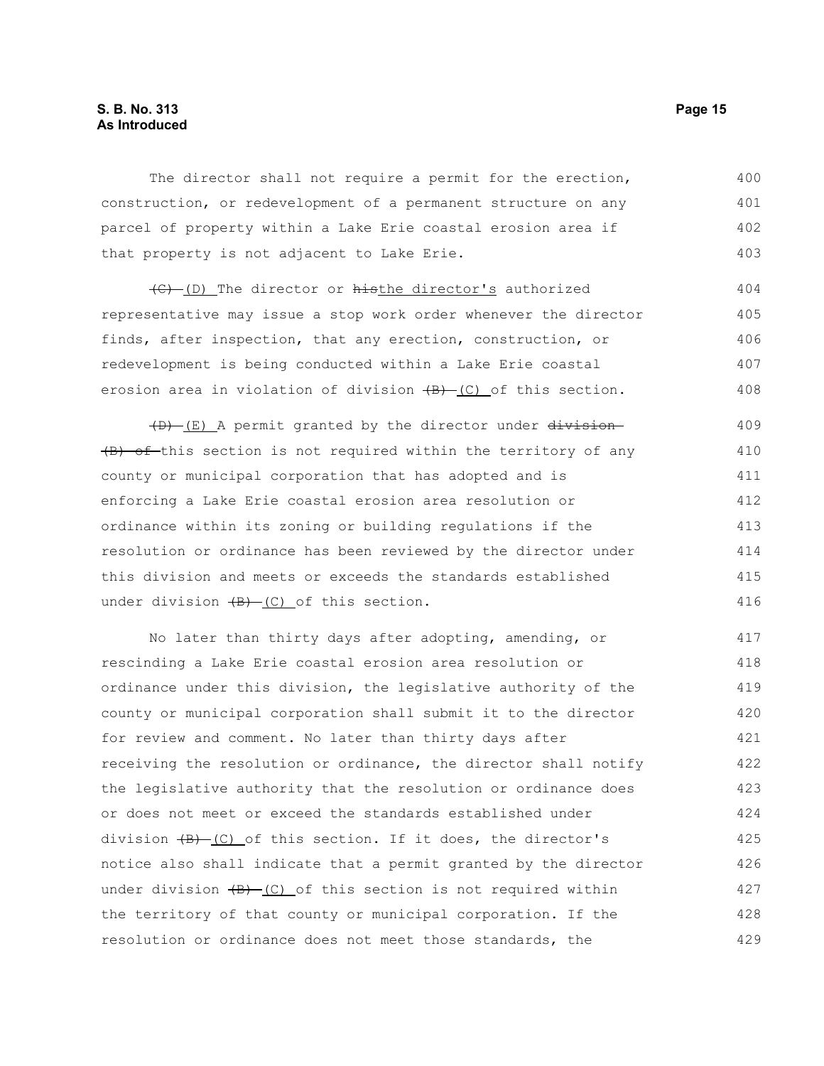The director shall not require a permit for the erection, construction, or redevelopment of a permanent structure on any parcel of property within a Lake Erie coastal erosion area if that property is not adjacent to Lake Erie.

~~(C)~~ (D) The director or ~~his~~the director's authorized representative may issue a stop work order whenever the director finds, after inspection, that any erection, construction, or redevelopment is being conducted within a Lake Erie coastal erosion area in violation of division ~~(B)~~ (C) of this section.

~~(D)~~ (E) A permit granted by the director under ~~division (B) of~~ this section is not required within the territory of any county or municipal corporation that has adopted and is enforcing a Lake Erie coastal erosion area resolution or ordinance within its zoning or building regulations if the resolution or ordinance has been reviewed by the director under this division and meets or exceeds the standards established under division ~~(B)~~ (C) of this section.

No later than thirty days after adopting, amending, or rescinding a Lake Erie coastal erosion area resolution or ordinance under this division, the legislative authority of the county or municipal corporation shall submit it to the director for review and comment. No later than thirty days after receiving the resolution or ordinance, the director shall notify the legislative authority that the resolution or ordinance does or does not meet or exceed the standards established under division ~~(B)~~ (C) of this section. If it does, the director's notice also shall indicate that a permit granted by the director under division ~~(B)~~ (C) of this section is not required within the territory of that county or municipal corporation. If the resolution or ordinance does not meet those standards, the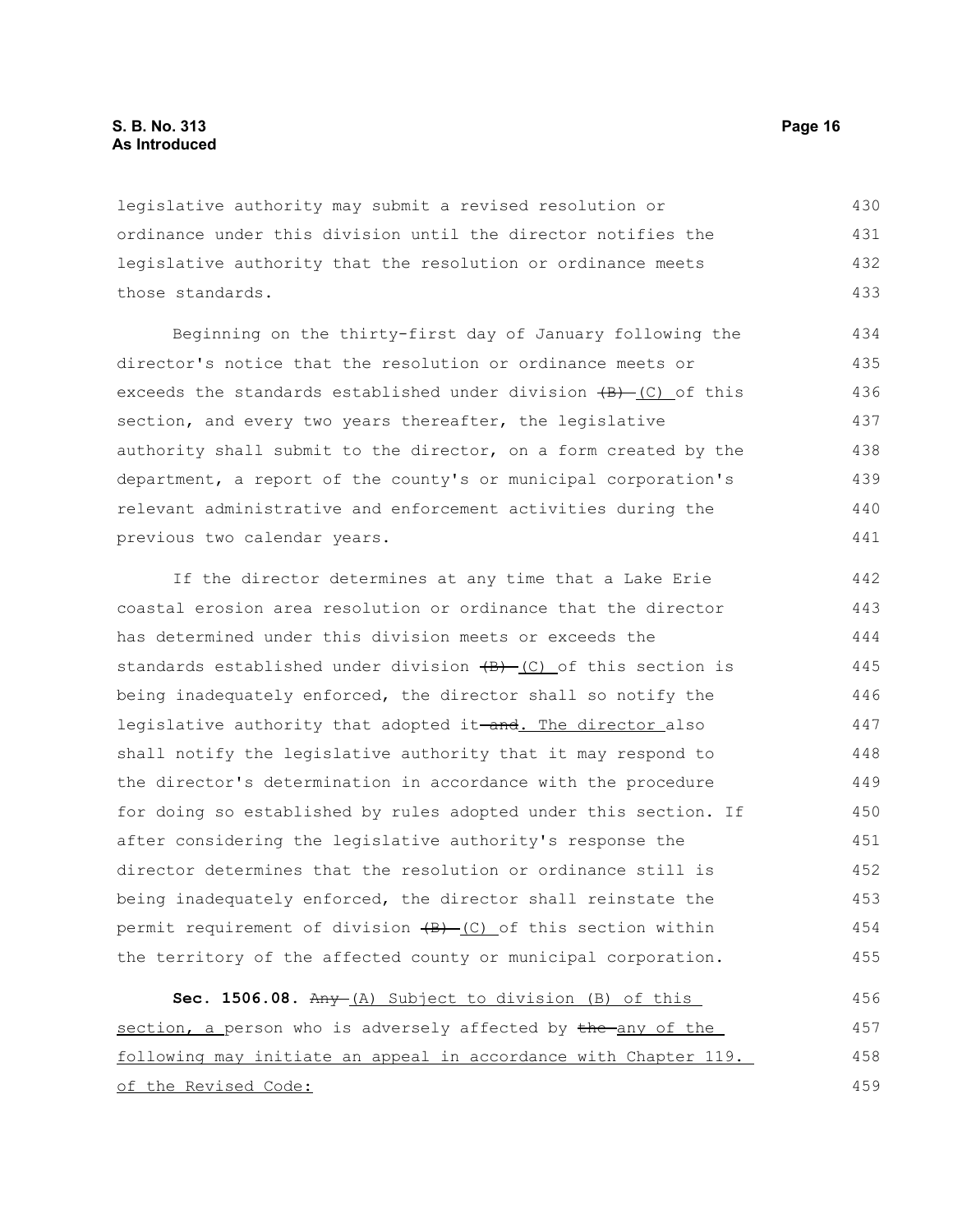legislative authority may submit a revised resolution or ordinance under this division until the director notifies the legislative authority that the resolution or ordinance meets those standards.

Beginning on the thirty-first day of January following the director's notice that the resolution or ordinance meets or exceeds the standards established under division ~~(B)~~ (C) of this section, and every two years thereafter, the legislative authority shall submit to the director, on a form created by the department, a report of the county's or municipal corporation's relevant administrative and enforcement activities during the previous two calendar years.

If the director determines at any time that a Lake Erie coastal erosion area resolution or ordinance that the director has determined under this division meets or exceeds the standards established under division ~~(B)~~ (C) of this section is being inadequately enforced, the director shall so notify the legislative authority that adopted it ~~and~~. The director also shall notify the legislative authority that it may respond to the director's determination in accordance with the procedure for doing so established by rules adopted under this section. If after considering the legislative authority's response the director determines that the resolution or ordinance still is being inadequately enforced, the director shall reinstate the permit requirement of division ~~(B)~~ (C) of this section within the territory of the affected county or municipal corporation.

**Sec. 1506.08.** ~~Any~~ (A) Subject to division (B) of this section, a person who is adversely affected by ~~the~~ any of the following may initiate an appeal in accordance with Chapter 119. of the Revised Code: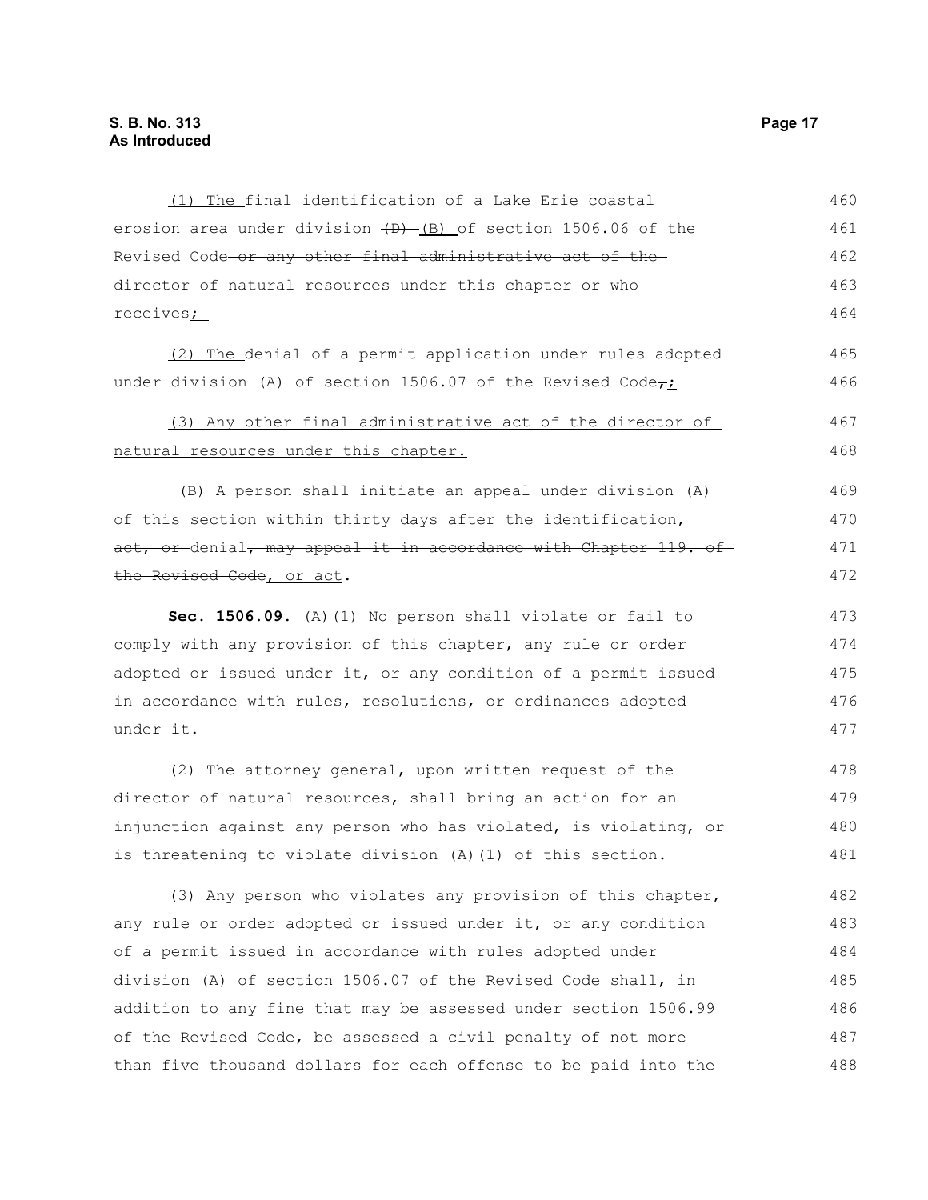(1) The final identification of a Lake Erie coastal erosion area under division ~~(D)~~ (B) of section 1506.06 of the Revised Code ~~or any other final administrative act of the director of natural resources under this chapter or who receives~~;

(2) The denial of a permit application under rules adopted under division (A) of section 1506.07 of the Revised Code~~,~~;

(3) Any other final administrative act of the director of natural resources under this chapter.

(B) A person shall initiate an appeal under division (A) of this section within thirty days after the identification, ~~act, or~~ denial~~, may appeal it in accordance with Chapter 119. of the Revised Code~~, or act.

**Sec. 1506.09.** (A)(1) No person shall violate or fail to comply with any provision of this chapter, any rule or order adopted or issued under it, or any condition of a permit issued in accordance with rules, resolutions, or ordinances adopted under it.

(2) The attorney general, upon written request of the director of natural resources, shall bring an action for an injunction against any person who has violated, is violating, or is threatening to violate division (A)(1) of this section.

(3) Any person who violates any provision of this chapter, any rule or order adopted or issued under it, or any condition of a permit issued in accordance with rules adopted under division (A) of section 1506.07 of the Revised Code shall, in addition to any fine that may be assessed under section 1506.99 of the Revised Code, be assessed a civil penalty of not more than five thousand dollars for each offense to be paid into the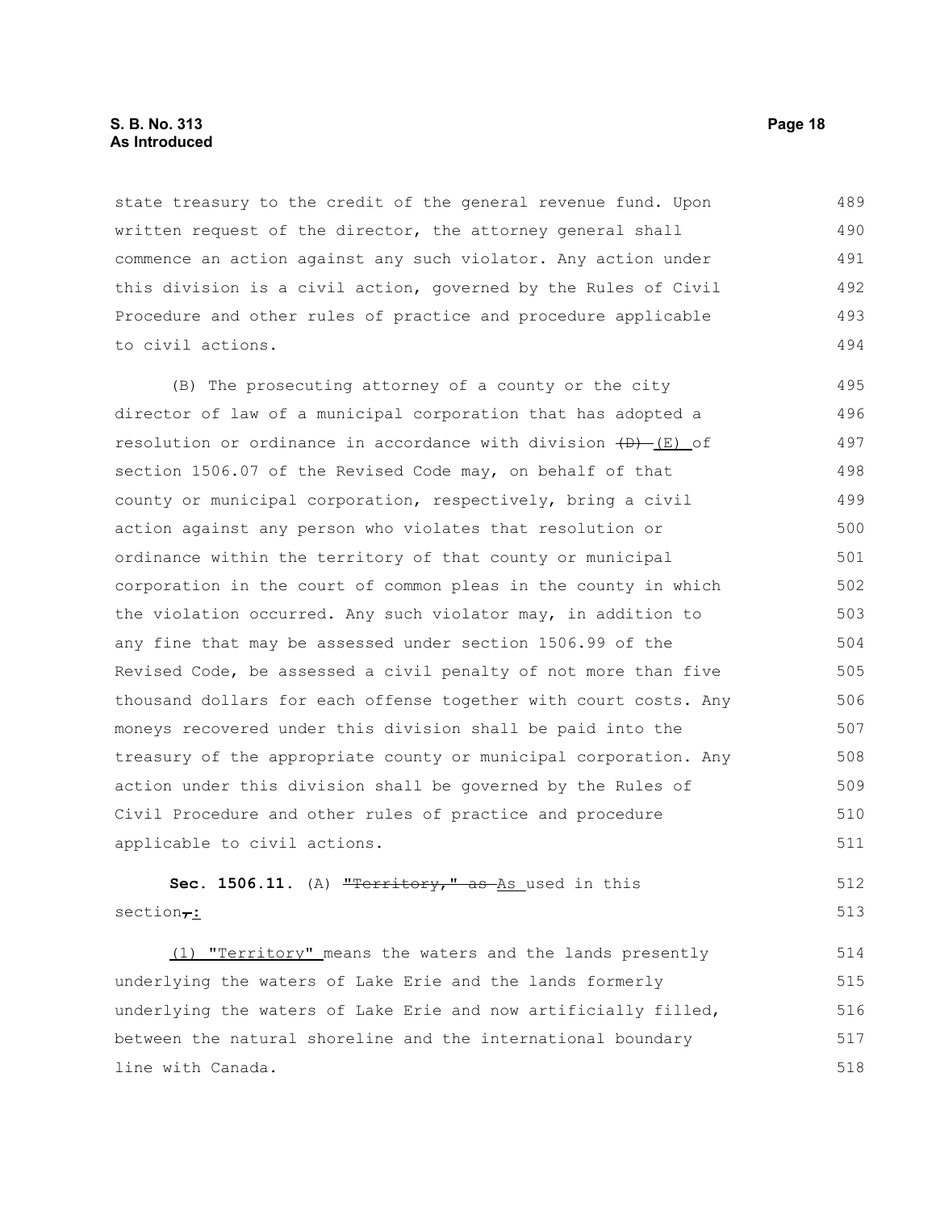state treasury to the credit of the general revenue fund. Upon written request of the director, the attorney general shall commence an action against any such violator. Any action under this division is a civil action, governed by the Rules of Civil Procedure and other rules of practice and procedure applicable to civil actions.

(B) The prosecuting attorney of a county or the city director of law of a municipal corporation that has adopted a resolution or ordinance in accordance with division ~~(D)~~ (E) of section 1506.07 of the Revised Code may, on behalf of that county or municipal corporation, respectively, bring a civil action against any person who violates that resolution or ordinance within the territory of that county or municipal corporation in the court of common pleas in the county in which the violation occurred. Any such violator may, in addition to any fine that may be assessed under section 1506.99 of the Revised Code, be assessed a civil penalty of not more than five thousand dollars for each offense together with court costs. Any moneys recovered under this division shall be paid into the treasury of the appropriate county or municipal corporation. Any action under this division shall be governed by the Rules of Civil Procedure and other rules of practice and procedure applicable to civil actions.

**Sec. 1506.11.** (A) ~~"Territory," as~~ As used in this section~~,~~:

(1) "Territory" means the waters and the lands presently underlying the waters of Lake Erie and the lands formerly underlying the waters of Lake Erie and now artificially filled, between the natural shoreline and the international boundary line with Canada.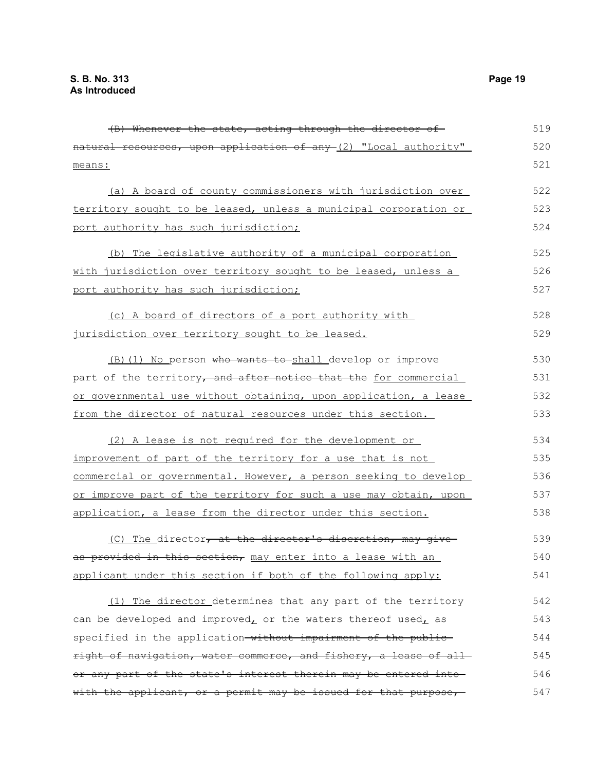~~(B) Whenever the state, acting through the director of natural resources, upon application of any~~ (2) "Local authority" means:

(a) A board of county commissioners with jurisdiction over territory sought to be leased, unless a municipal corporation or port authority has such jurisdiction;

(b) The legislative authority of a municipal corporation with jurisdiction over territory sought to be leased, unless a port authority has such jurisdiction;

(c) A board of directors of a port authority with jurisdiction over territory sought to be leased.

(B)(1) No person ~~who wants to~~ shall develop or improve part of the territory~~, and after notice that the~~ for commercial or governmental use without obtaining, upon application, a lease from the director of natural resources under this section.

(2) A lease is not required for the development or improvement of part of the territory for a use that is not commercial or governmental. However, a person seeking to develop or improve part of the territory for such a use may obtain, upon application, a lease from the director under this section.

(C) The director~~, at the director's discretion, may give as provided in this section,~~ may enter into a lease with an applicant under this section if both of the following apply:

(1) The director determines that any part of the territory can be developed and improved, or the waters thereof used, as specified in the application ~~without impairment of the public right of navigation, water commerce, and fishery, a lease of all or any part of the state's interest therein may be entered into with the applicant, or a permit may be issued for that purpose,~~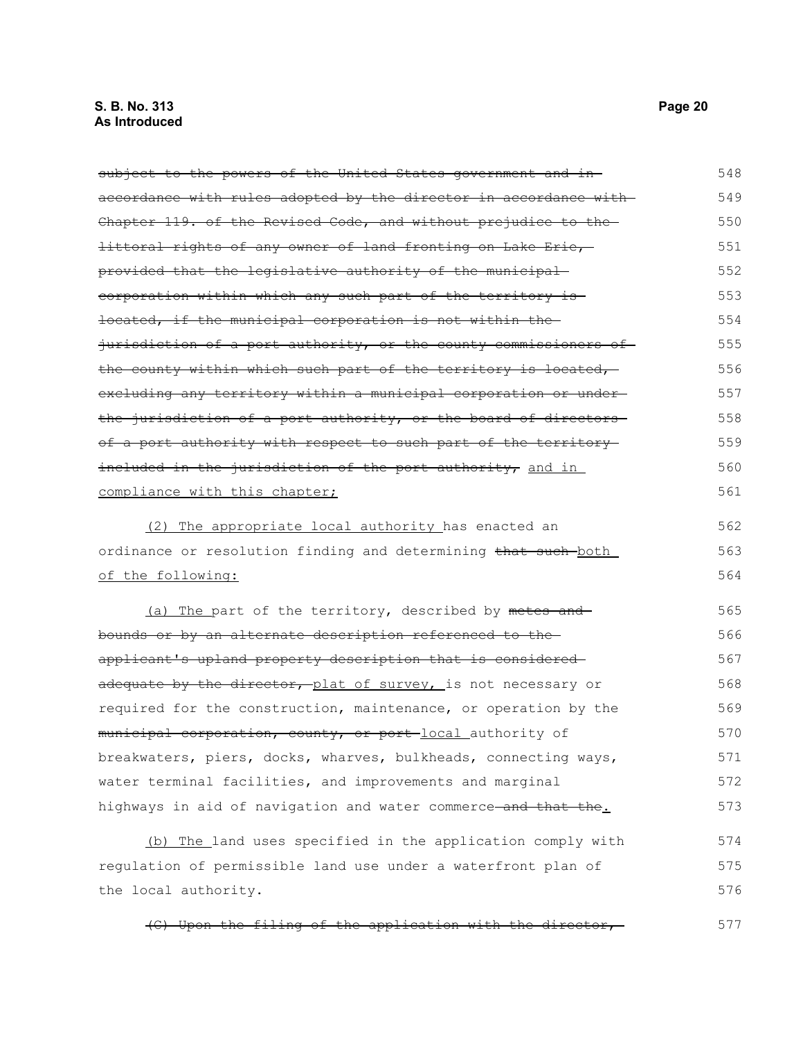~~subject to the powers of the United States government and in accordance with rules adopted by the director in accordance with Chapter 119. of the Revised Code, and without prejudice to the littoral rights of any owner of land fronting on Lake Erie, provided that the legislative authority of the municipal corporation within which any such part of the territory is located, if the municipal corporation is not within the jurisdiction of a port authority, or the county commissioners of the county within which such part of the territory is located, excluding any territory within a municipal corporation or under the jurisdiction of a port authority, or the board of directors of a port authority with respect to such part of the territory included in the jurisdiction of the port authority,~~ <u>and in compliance with this chapter;</u>

<u>(2) The appropriate local authority</u> has enacted an ordinance or resolution finding and determining ~~that such~~ <u>both of the following:</u>

<u>(a) The</u> part of the territory, described by ~~metes and bounds or by an alternate description referenced to the applicant's upland property description that is considered adequate by the director,~~ <u>plat of survey,</u> is not necessary or required for the construction, maintenance, or operation by the ~~municipal corporation, county, or port~~ <u>local</u> authority of breakwaters, piers, docks, wharves, bulkheads, connecting ways, water terminal facilities, and improvements and marginal highways in aid of navigation and water commerce ~~and that the~~<u>.</u>

<u>(b) The</u> land uses specified in the application comply with regulation of permissible land use under a waterfront plan of the local authority.

~~(C) Upon the filing of the application with the director,~~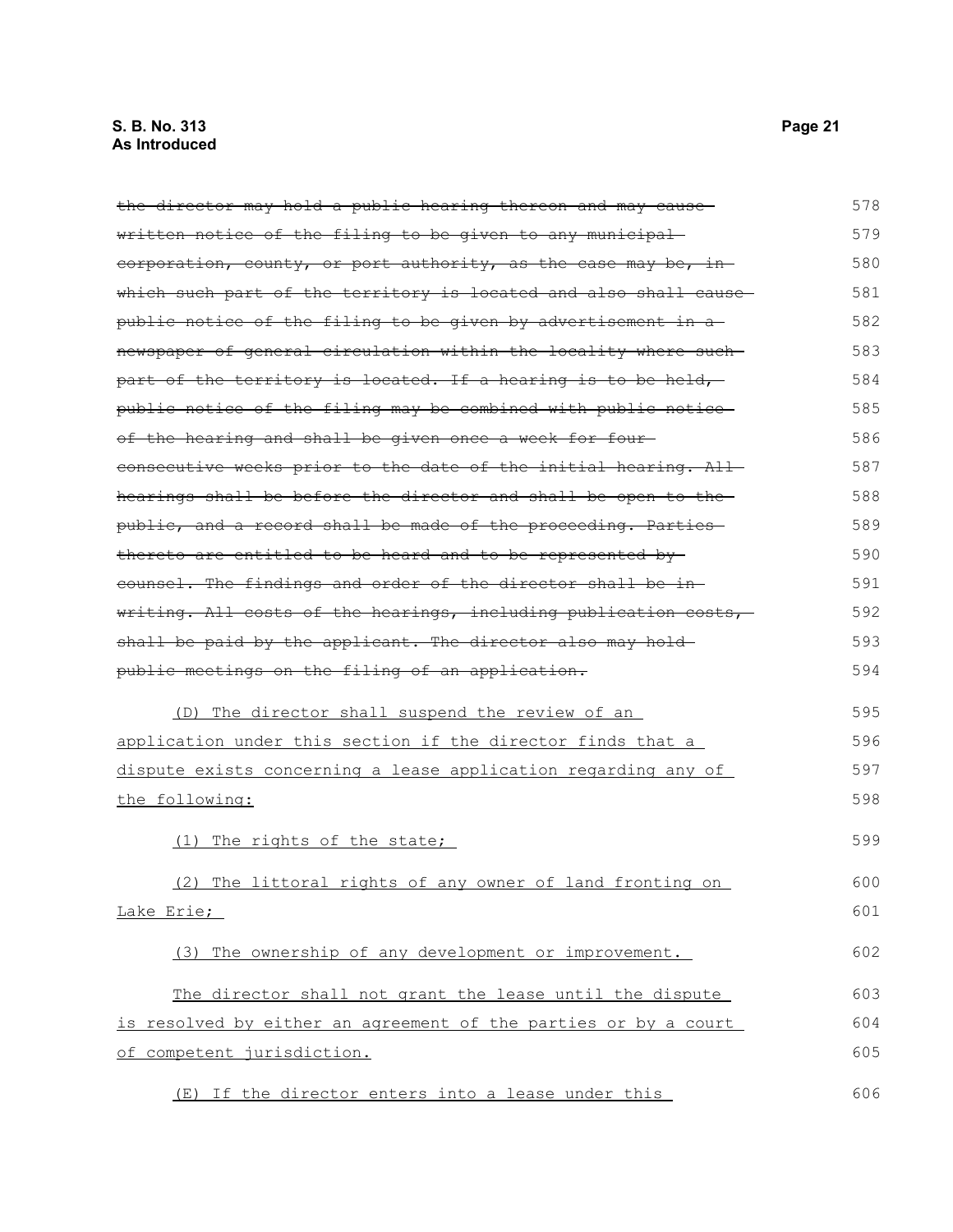~~the director may hold a public hearing thereon and may cause written notice of the filing to be given to any municipal corporation, county, or port authority, as the case may be, in which such part of the territory is located and also shall cause public notice of the filing to be given by advertisement in a newspaper of general circulation within the locality where such part of the territory is located. If a hearing is to be held, public notice of the filing may be combined with public notice of the hearing and shall be given once a week for four consecutive weeks prior to the date of the initial hearing. All hearings shall be before the director and shall be open to the public, and a record shall be made of the proceeding. Parties thereto are entitled to be heard and to be represented by counsel. The findings and order of the director shall be in writing. All costs of the hearings, including publication costs, shall be paid by the applicant. The director also may hold public meetings on the filing of an application.~~

<u>(D) The director shall suspend the review of an application under this section if the director finds that a dispute exists concerning a lease application regarding any of the following:</u>

<u>(1) The rights of the state;</u>

<u>(2) The littoral rights of any owner of land fronting on Lake Erie;</u>

<u>(3) The ownership of any development or improvement.</u>

<u>The director shall not grant the lease until the dispute is resolved by either an agreement of the parties or by a court of competent jurisdiction.</u>

<u>(E) If the director enters into a lease under this</u>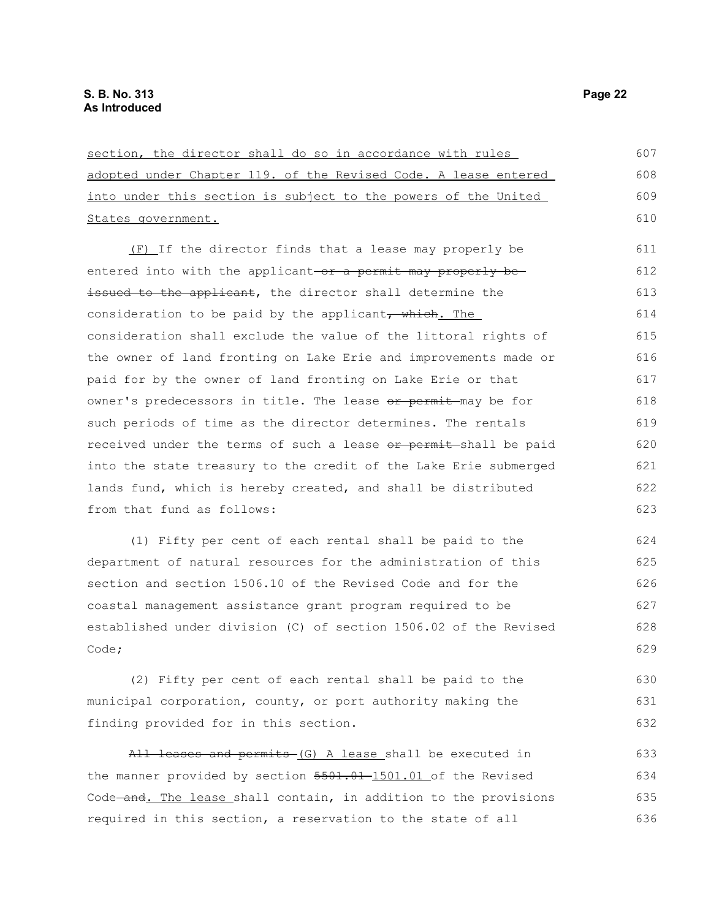section, the director shall do so in accordance with rules adopted under Chapter 119. of the Revised Code. A lease entered into under this section is subject to the powers of the United States government.

(F) If the director finds that a lease may properly be entered into with the applicant ~~or a permit may properly be issued to the applicant~~, the director shall determine the consideration to be paid by the applicant~~, which~~. The consideration shall exclude the value of the littoral rights of the owner of land fronting on Lake Erie and improvements made or paid for by the owner of land fronting on Lake Erie or that owner's predecessors in title. The lease ~~or permit~~ may be for such periods of time as the director determines. The rentals received under the terms of such a lease ~~or permit~~ shall be paid into the state treasury to the credit of the Lake Erie submerged lands fund, which is hereby created, and shall be distributed from that fund as follows:

(1) Fifty per cent of each rental shall be paid to the department of natural resources for the administration of this section and section 1506.10 of the Revised Code and for the coastal management assistance grant program required to be established under division (C) of section 1506.02 of the Revised Code;

(2) Fifty per cent of each rental shall be paid to the municipal corporation, county, or port authority making the finding provided for in this section.

~~All leases and permits~~ (G) A lease shall be executed in the manner provided by section ~~5501.01~~ 1501.01 of the Revised Code ~~and~~. The lease shall contain, in addition to the provisions required in this section, a reservation to the state of all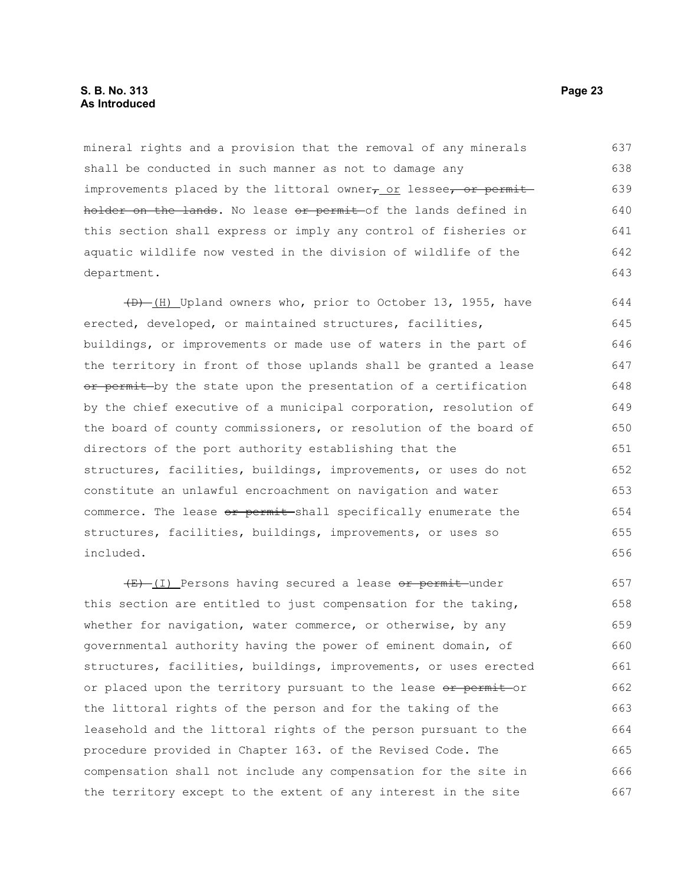mineral rights and a provision that the removal of any minerals shall be conducted in such manner as not to damage any improvements placed by the littoral owner~~,~~ or lessee~~, or permit holder on the lands~~. No lease ~~or permit~~ of the lands defined in this section shall express or imply any control of fisheries or aquatic wildlife now vested in the division of wildlife of the department.

~~(D)~~ (H) Upland owners who, prior to October 13, 1955, have erected, developed, or maintained structures, facilities, buildings, or improvements or made use of waters in the part of the territory in front of those uplands shall be granted a lease ~~or permit~~ by the state upon the presentation of a certification by the chief executive of a municipal corporation, resolution of the board of county commissioners, or resolution of the board of directors of the port authority establishing that the structures, facilities, buildings, improvements, or uses do not constitute an unlawful encroachment on navigation and water commerce. The lease ~~or permit~~ shall specifically enumerate the structures, facilities, buildings, improvements, or uses so included.

~~(E)~~ (I) Persons having secured a lease ~~or permit~~ under this section are entitled to just compensation for the taking, whether for navigation, water commerce, or otherwise, by any governmental authority having the power of eminent domain, of structures, facilities, buildings, improvements, or uses erected or placed upon the territory pursuant to the lease ~~or permit~~ or the littoral rights of the person and for the taking of the leasehold and the littoral rights of the person pursuant to the procedure provided in Chapter 163. of the Revised Code. The compensation shall not include any compensation for the site in the territory except to the extent of any interest in the site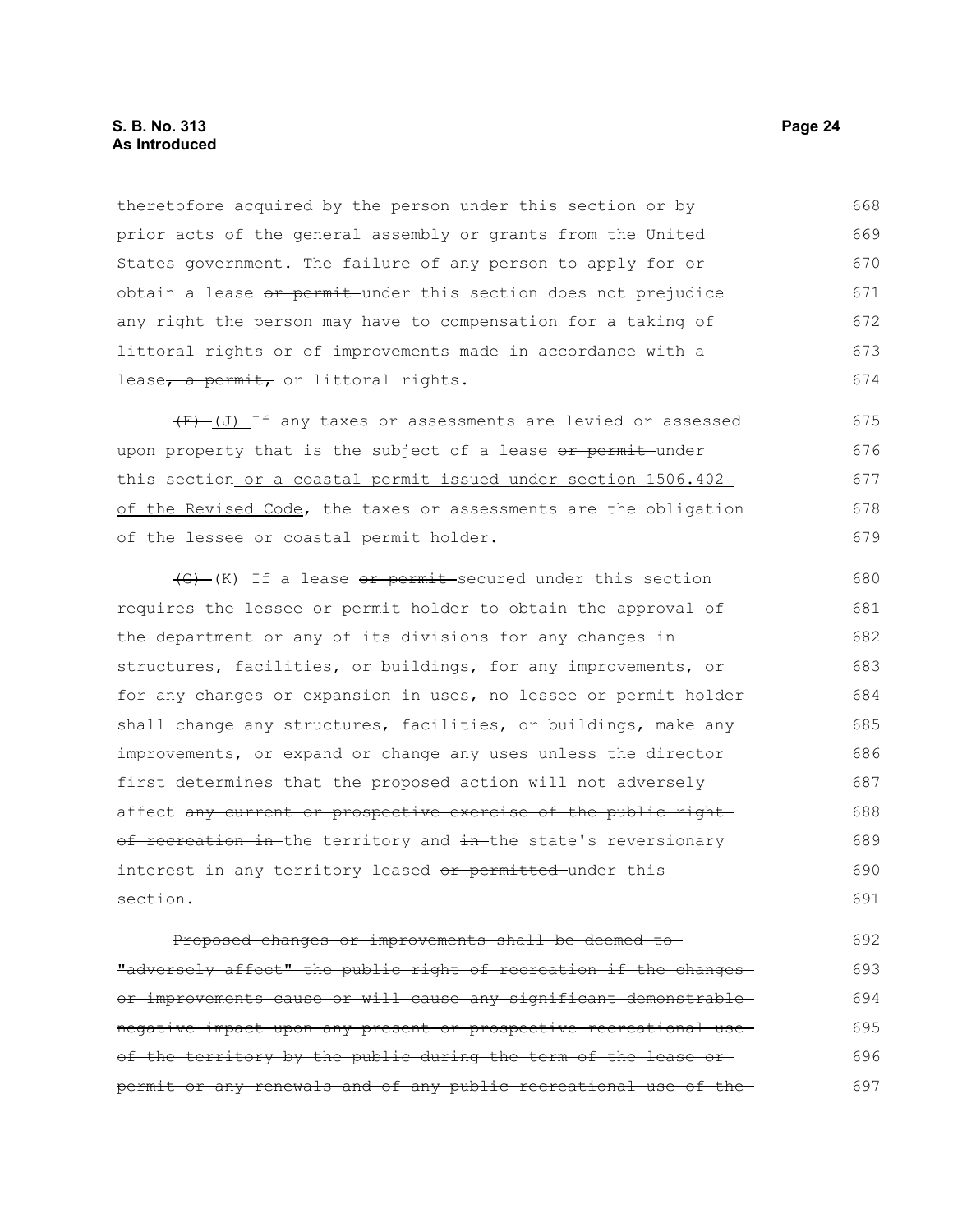theretofore acquired by the person under this section or by prior acts of the general assembly or grants from the United States government. The failure of any person to apply for or obtain a lease ~~or permit~~ under this section does not prejudice any right the person may have to compensation for a taking of littoral rights or of improvements made in accordance with a lease~~, a permit,~~ or littoral rights.

~~(F)~~ (J) If any taxes or assessments are levied or assessed upon property that is the subject of a lease ~~or permit~~ under this section or a coastal permit issued under section 1506.402 of the Revised Code, the taxes or assessments are the obligation of the lessee or coastal permit holder.

~~(G)~~ (K) If a lease ~~or permit~~ secured under this section requires the lessee ~~or permit holder~~ to obtain the approval of the department or any of its divisions for any changes in structures, facilities, or buildings, for any improvements, or for any changes or expansion in uses, no lessee ~~or permit holder~~ shall change any structures, facilities, or buildings, make any improvements, or expand or change any uses unless the director first determines that the proposed action will not adversely affect ~~any current or prospective exercise of the public right of recreation in~~ the territory and ~~in~~ the state's reversionary interest in any territory leased ~~or permitted~~ under this section.

~~Proposed changes or improvements shall be deemed to "adversely affect" the public right of recreation if the changes or improvements cause or will cause any significant demonstrable negative impact upon any present or prospective recreational use of the territory by the public during the term of the lease or permit or any renewals and of any public recreational use of the~~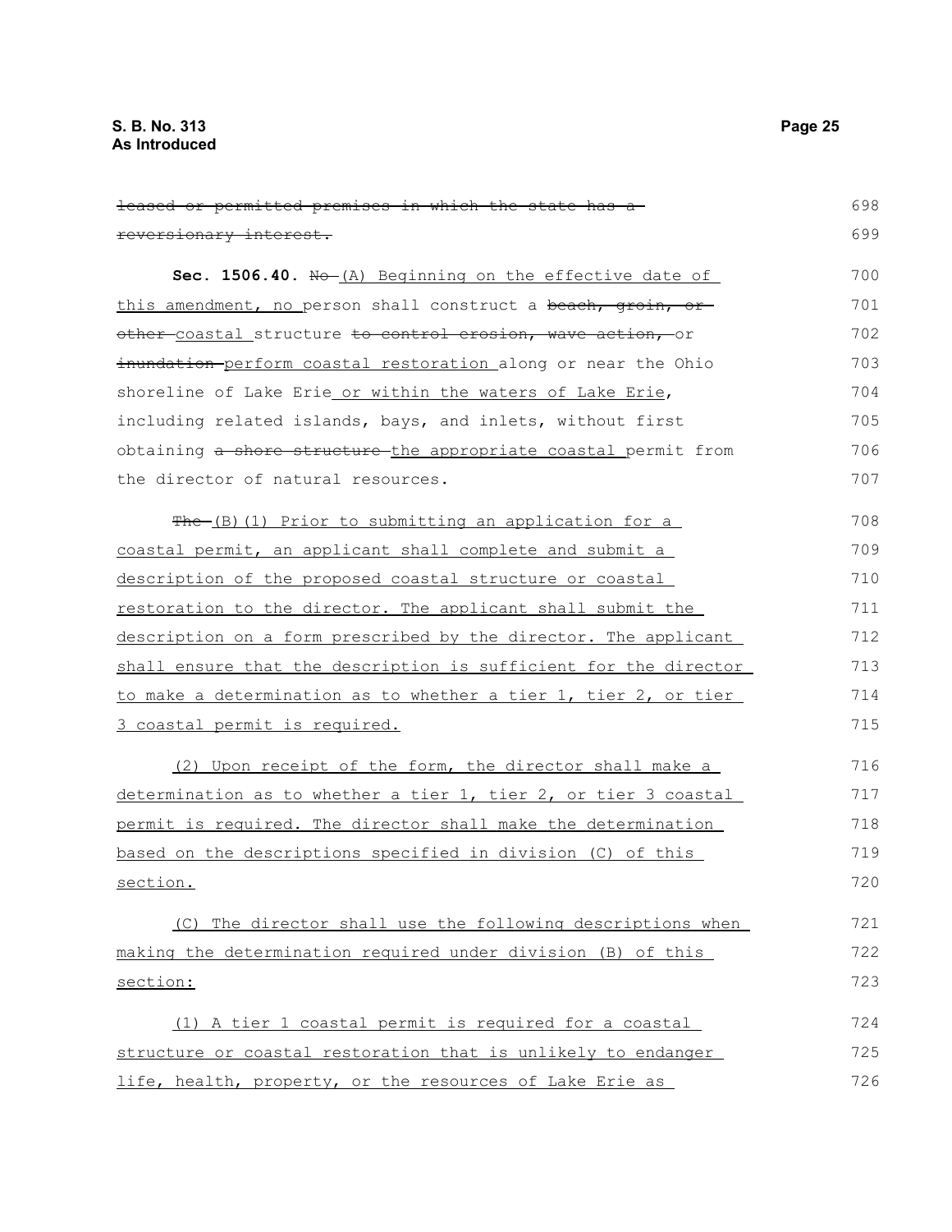~~leased or permitted premises in which the state has a reversionary interest.~~

**Sec. 1506.40.** ~~No~~ (A) Beginning on the effective date of this amendment, no person shall construct a ~~beach, groin, or other~~ coastal structure ~~to control erosion, wave action,~~ or ~~inundation~~ perform coastal restoration along or near the Ohio shoreline of Lake Erie or within the waters of Lake Erie, including related islands, bays, and inlets, without first obtaining ~~a shore structure~~ the appropriate coastal permit from the director of natural resources.

~~The~~ (B)(1) Prior to submitting an application for a coastal permit, an applicant shall complete and submit a description of the proposed coastal structure or coastal restoration to the director. The applicant shall submit the description on a form prescribed by the director. The applicant shall ensure that the description is sufficient for the director to make a determination as to whether a tier 1, tier 2, or tier 3 coastal permit is required.

(2) Upon receipt of the form, the director shall make a determination as to whether a tier 1, tier 2, or tier 3 coastal permit is required. The director shall make the determination based on the descriptions specified in division (C) of this section.

(C) The director shall use the following descriptions when making the determination required under division (B) of this section:

(1) A tier 1 coastal permit is required for a coastal structure or coastal restoration that is unlikely to endanger life, health, property, or the resources of Lake Erie as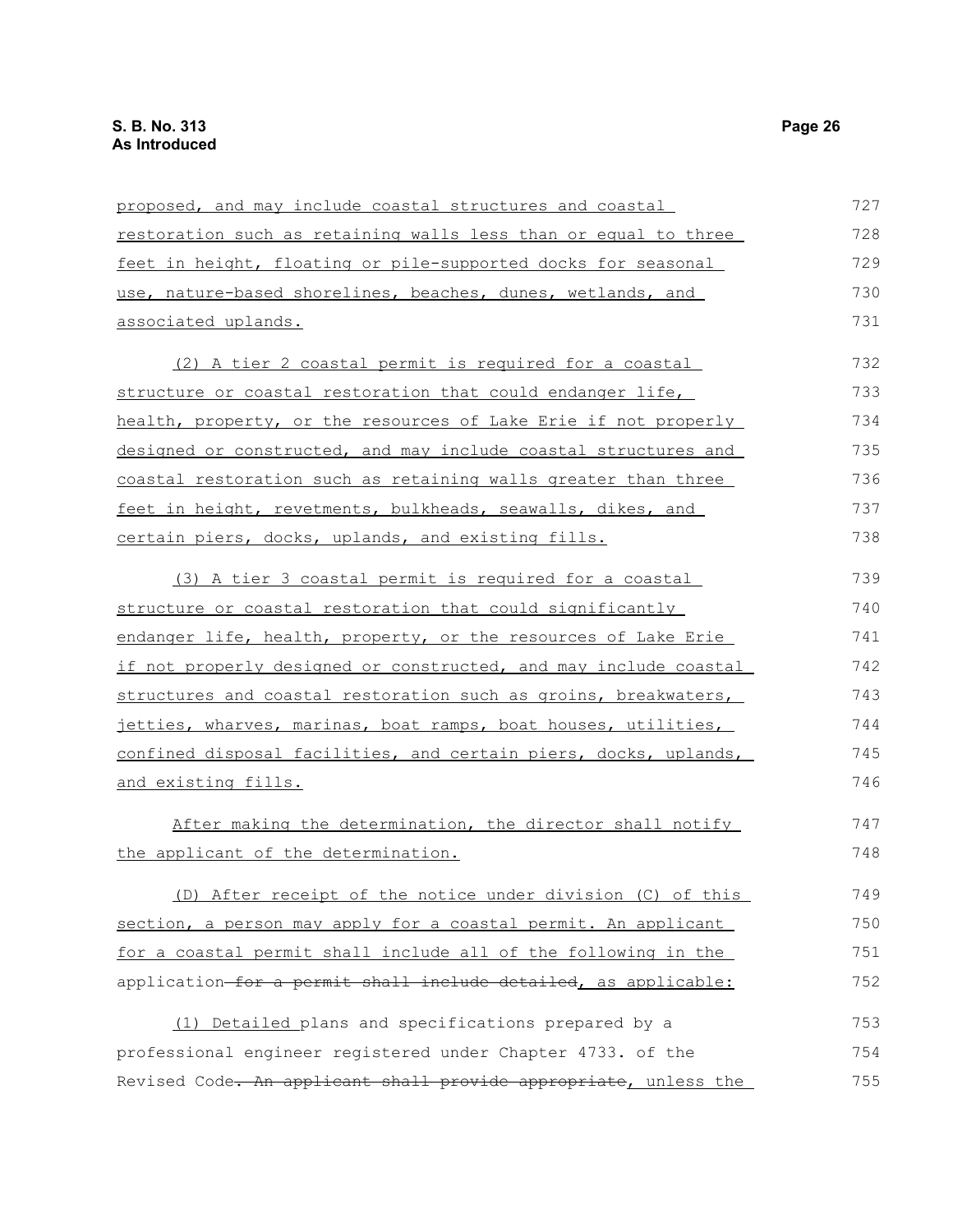proposed, and may include coastal structures and coastal restoration such as retaining walls less than or equal to three feet in height, floating or pile-supported docks for seasonal use, nature-based shorelines, beaches, dunes, wetlands, and associated uplands.

(2) A tier 2 coastal permit is required for a coastal structure or coastal restoration that could endanger life, health, property, or the resources of Lake Erie if not properly designed or constructed, and may include coastal structures and coastal restoration such as retaining walls greater than three feet in height, revetments, bulkheads, seawalls, dikes, and certain piers, docks, uplands, and existing fills.

(3) A tier 3 coastal permit is required for a coastal structure or coastal restoration that could significantly endanger life, health, property, or the resources of Lake Erie if not properly designed or constructed, and may include coastal structures and coastal restoration such as groins, breakwaters, jetties, wharves, marinas, boat ramps, boat houses, utilities, confined disposal facilities, and certain piers, docks, uplands, and existing fills.

After making the determination, the director shall notify the applicant of the determination.

(D) After receipt of the notice under division (C) of this section, a person may apply for a coastal permit. An applicant for a coastal permit shall include all of the following in the application ~~for a permit shall include detailed~~, as applicable:

(1) Detailed plans and specifications prepared by a professional engineer registered under Chapter 4733. of the Revised Code~~. An applicant shall provide appropriate~~, unless the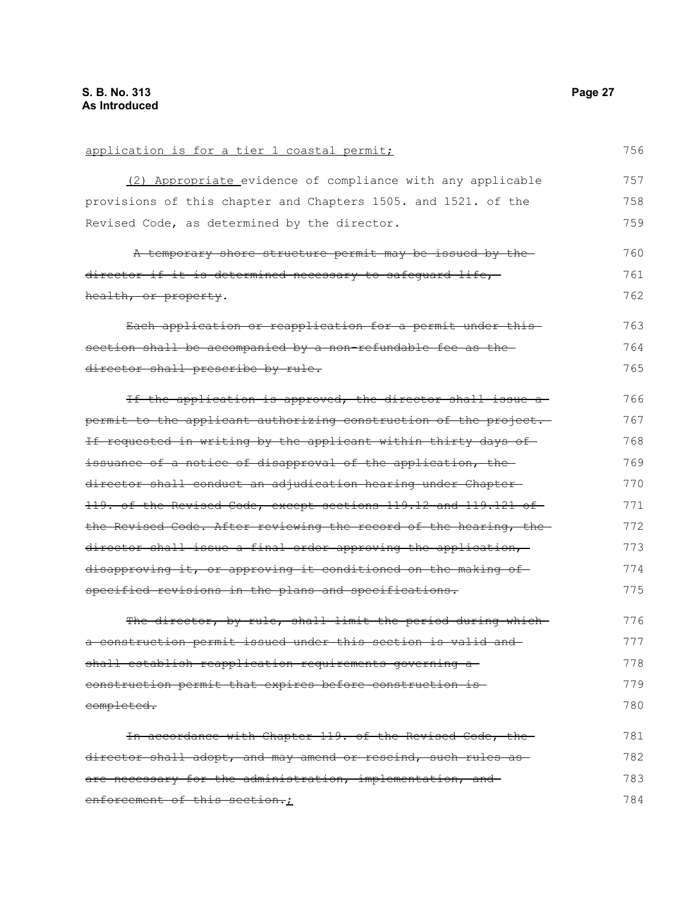<u>application is for a tier 1 coastal permit;</u>

<u>(2) Appropriate</u> evidence of compliance with any applicable provisions of this chapter and Chapters 1505. and 1521. of the Revised Code, as determined by the director.

~~A temporary shore structure permit may be issued by the director if it is determined necessary to safeguard life, health, or property~~.

~~Each application or reapplication for a permit under this section shall be accompanied by a non-refundable fee as the director shall prescribe by rule.~~

~~If the application is approved, the director shall issue a permit to the applicant authorizing construction of the project. If requested in writing by the applicant within thirty days of issuance of a notice of disapproval of the application, the director shall conduct an adjudication hearing under Chapter 119. of the Revised Code, except sections 119.12 and 119.121 of the Revised Code. After reviewing the record of the hearing, the director shall issue a final order approving the application, disapproving it, or approving it conditioned on the making of specified revisions in the plans and specifications.~~

~~The director, by rule, shall limit the period during which a construction permit issued under this section is valid and shall establish reapplication requirements governing a construction permit that expires before construction is completed.~~

~~In accordance with Chapter 119. of the Revised Code, the director shall adopt, and may amend or rescind, such rules as are necessary for the administration, implementation, and enforcement of this section.~~<u>;</u>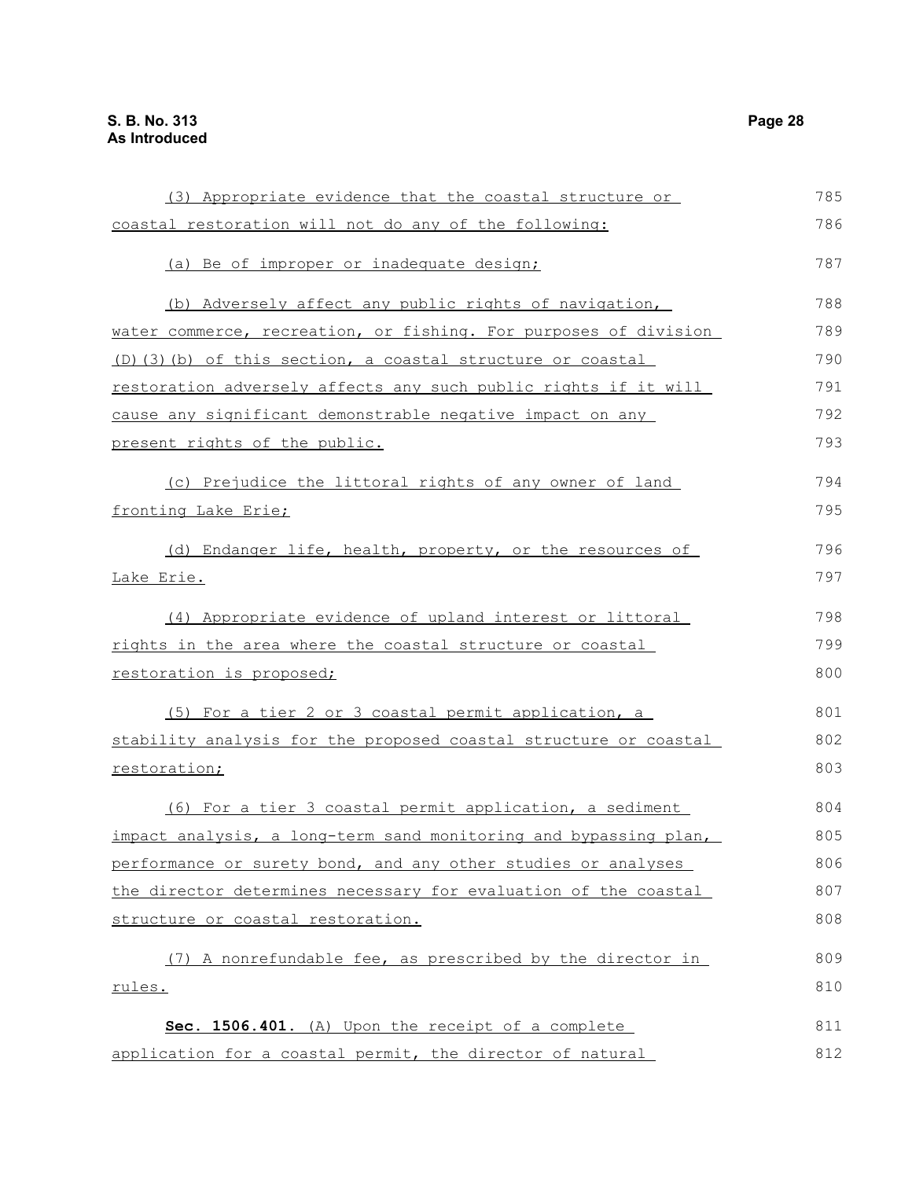(3) Appropriate evidence that the coastal structure or coastal restoration will not do any of the following:

(a) Be of improper or inadequate design;

(b) Adversely affect any public rights of navigation, water commerce, recreation, or fishing. For purposes of division (D)(3)(b) of this section, a coastal structure or coastal restoration adversely affects any such public rights if it will cause any significant demonstrable negative impact on any present rights of the public.

(c) Prejudice the littoral rights of any owner of land fronting Lake Erie;

(d) Endanger life, health, property, or the resources of Lake Erie.

(4) Appropriate evidence of upland interest or littoral rights in the area where the coastal structure or coastal restoration is proposed;

(5) For a tier 2 or 3 coastal permit application, a stability analysis for the proposed coastal structure or coastal restoration;

(6) For a tier 3 coastal permit application, a sediment impact analysis, a long-term sand monitoring and bypassing plan, performance or surety bond, and any other studies or analyses the director determines necessary for evaluation of the coastal structure or coastal restoration.

(7) A nonrefundable fee, as prescribed by the director in rules.

**Sec. 1506.401.** (A) Upon the receipt of a complete application for a coastal permit, the director of natural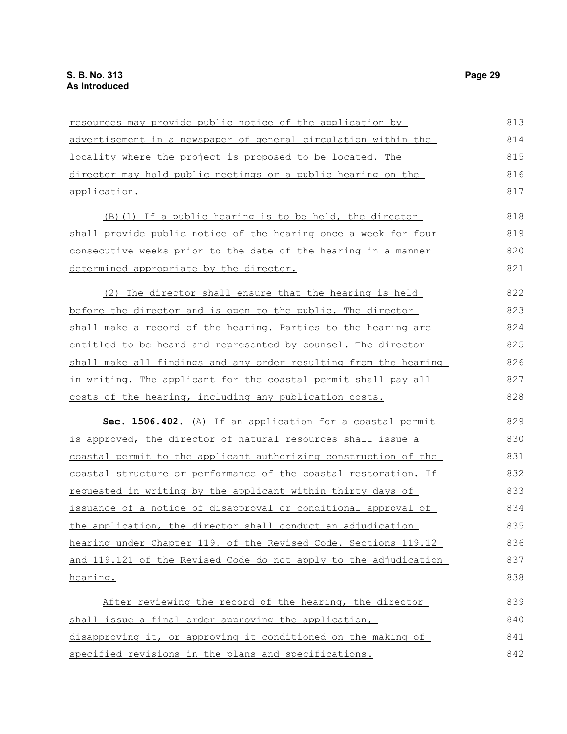resources may provide public notice of the application by advertisement in a newspaper of general circulation within the locality where the project is proposed to be located. The director may hold public meetings or a public hearing on the application.

(B)(1) If a public hearing is to be held, the director shall provide public notice of the hearing once a week for four consecutive weeks prior to the date of the hearing in a manner determined appropriate by the director.

(2) The director shall ensure that the hearing is held before the director and is open to the public. The director shall make a record of the hearing. Parties to the hearing are entitled to be heard and represented by counsel. The director shall make all findings and any order resulting from the hearing in writing. The applicant for the coastal permit shall pay all costs of the hearing, including any publication costs.

**Sec. 1506.402.** (A) If an application for a coastal permit is approved, the director of natural resources shall issue a coastal permit to the applicant authorizing construction of the coastal structure or performance of the coastal restoration. If requested in writing by the applicant within thirty days of issuance of a notice of disapproval or conditional approval of the application, the director shall conduct an adjudication hearing under Chapter 119. of the Revised Code. Sections 119.12 and 119.121 of the Revised Code do not apply to the adjudication hearing.

After reviewing the record of the hearing, the director shall issue a final order approving the application, disapproving it, or approving it conditioned on the making of specified revisions in the plans and specifications.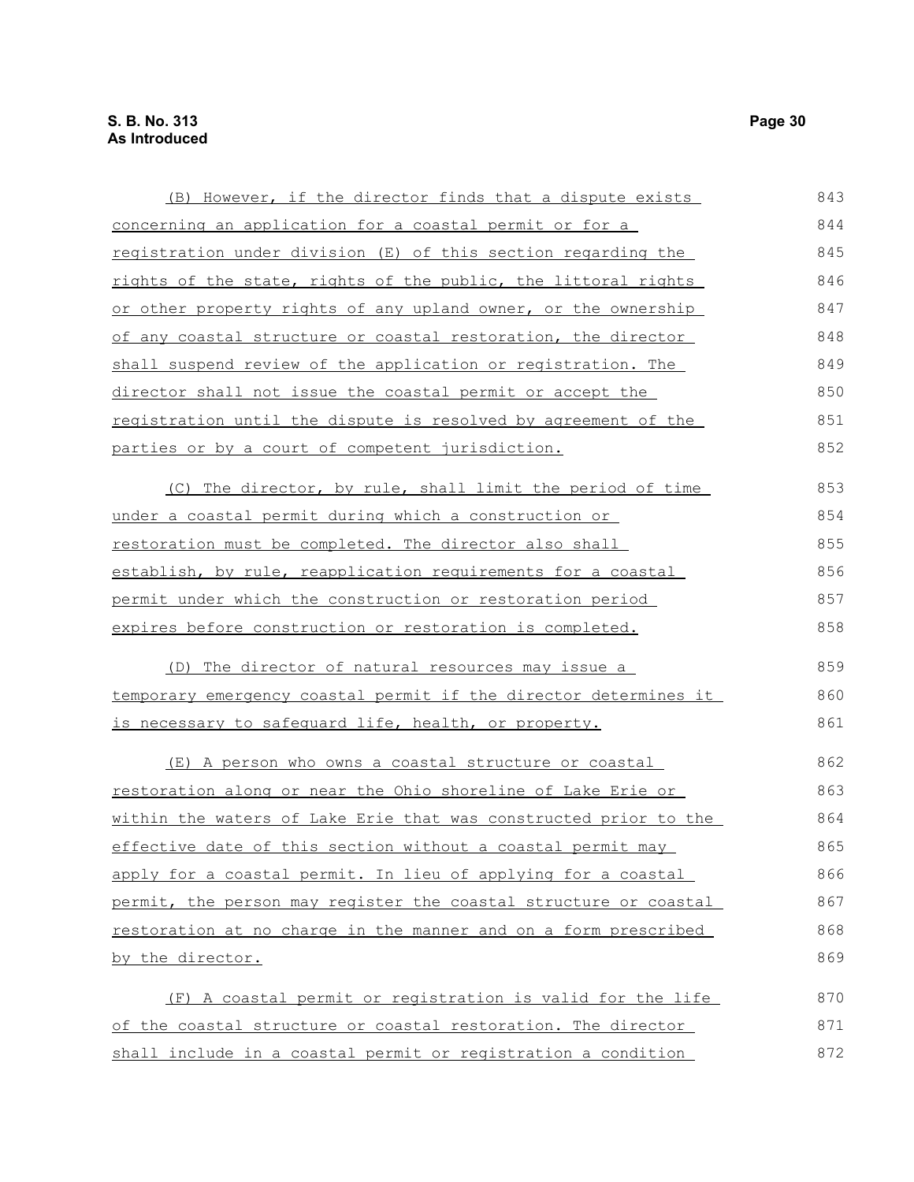(B) However, if the director finds that a dispute exists concerning an application for a coastal permit or for a registration under division (E) of this section regarding the rights of the state, rights of the public, the littoral rights or other property rights of any upland owner, or the ownership of any coastal structure or coastal restoration, the director shall suspend review of the application or registration. The director shall not issue the coastal permit or accept the registration until the dispute is resolved by agreement of the parties or by a court of competent jurisdiction.

(C) The director, by rule, shall limit the period of time under a coastal permit during which a construction or restoration must be completed. The director also shall establish, by rule, reapplication requirements for a coastal permit under which the construction or restoration period expires before construction or restoration is completed.

(D) The director of natural resources may issue a temporary emergency coastal permit if the director determines it is necessary to safeguard life, health, or property.

(E) A person who owns a coastal structure or coastal restoration along or near the Ohio shoreline of Lake Erie or within the waters of Lake Erie that was constructed prior to the effective date of this section without a coastal permit may apply for a coastal permit. In lieu of applying for a coastal permit, the person may register the coastal structure or coastal restoration at no charge in the manner and on a form prescribed by the director.

(F) A coastal permit or registration is valid for the life of the coastal structure or coastal restoration. The director shall include in a coastal permit or registration a condition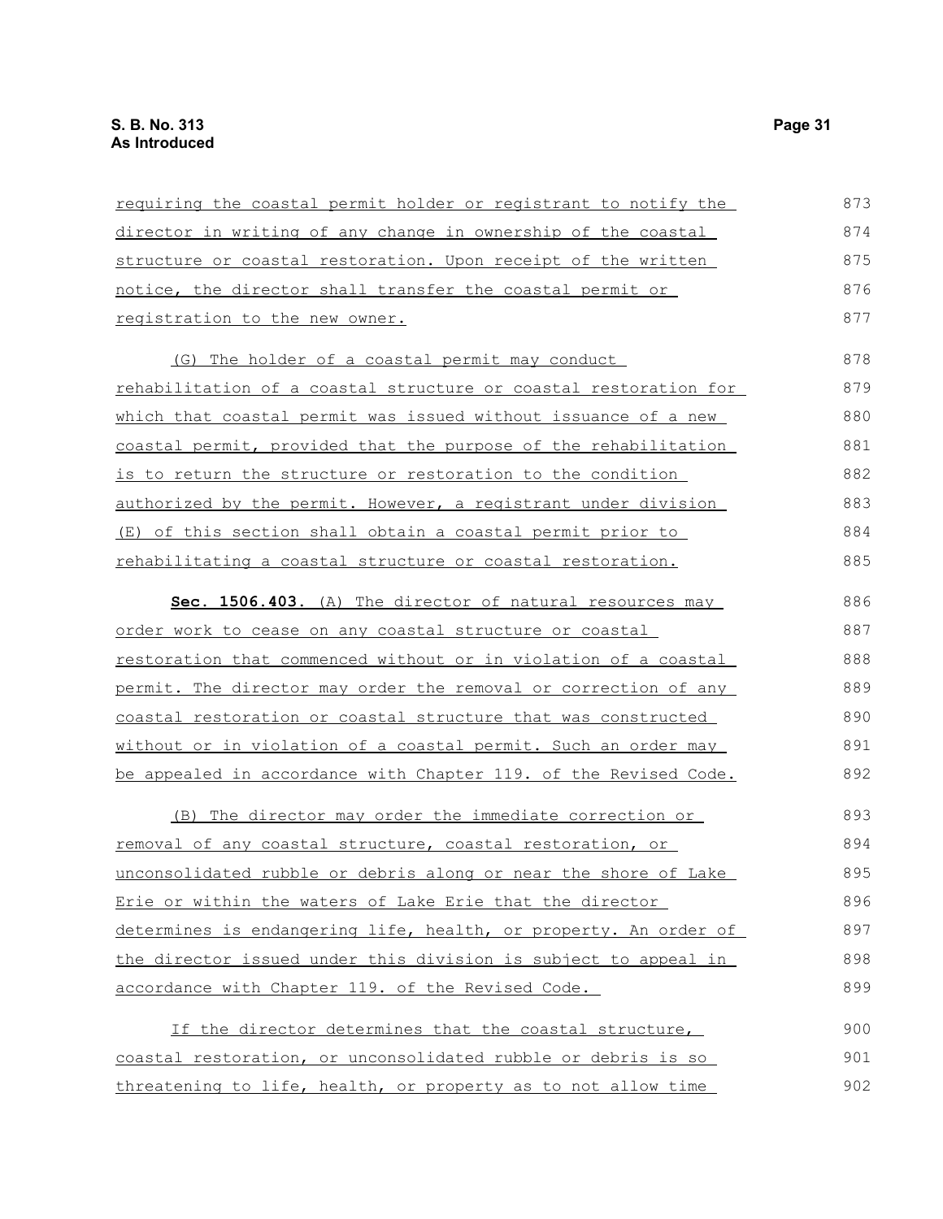requiring the coastal permit holder or registrant to notify the director in writing of any change in ownership of the coastal structure or coastal restoration. Upon receipt of the written notice, the director shall transfer the coastal permit or registration to the new owner.

(G) The holder of a coastal permit may conduct rehabilitation of a coastal structure or coastal restoration for which that coastal permit was issued without issuance of a new coastal permit, provided that the purpose of the rehabilitation is to return the structure or restoration to the condition authorized by the permit. However, a registrant under division (E) of this section shall obtain a coastal permit prior to rehabilitating a coastal structure or coastal restoration.

**Sec. 1506.403.** (A) The director of natural resources may order work to cease on any coastal structure or coastal restoration that commenced without or in violation of a coastal permit. The director may order the removal or correction of any coastal restoration or coastal structure that was constructed without or in violation of a coastal permit. Such an order may be appealed in accordance with Chapter 119. of the Revised Code.

(B) The director may order the immediate correction or removal of any coastal structure, coastal restoration, or unconsolidated rubble or debris along or near the shore of Lake Erie or within the waters of Lake Erie that the director determines is endangering life, health, or property. An order of the director issued under this division is subject to appeal in accordance with Chapter 119. of the Revised Code.

If the director determines that the coastal structure, coastal restoration, or unconsolidated rubble or debris is so threatening to life, health, or property as to not allow time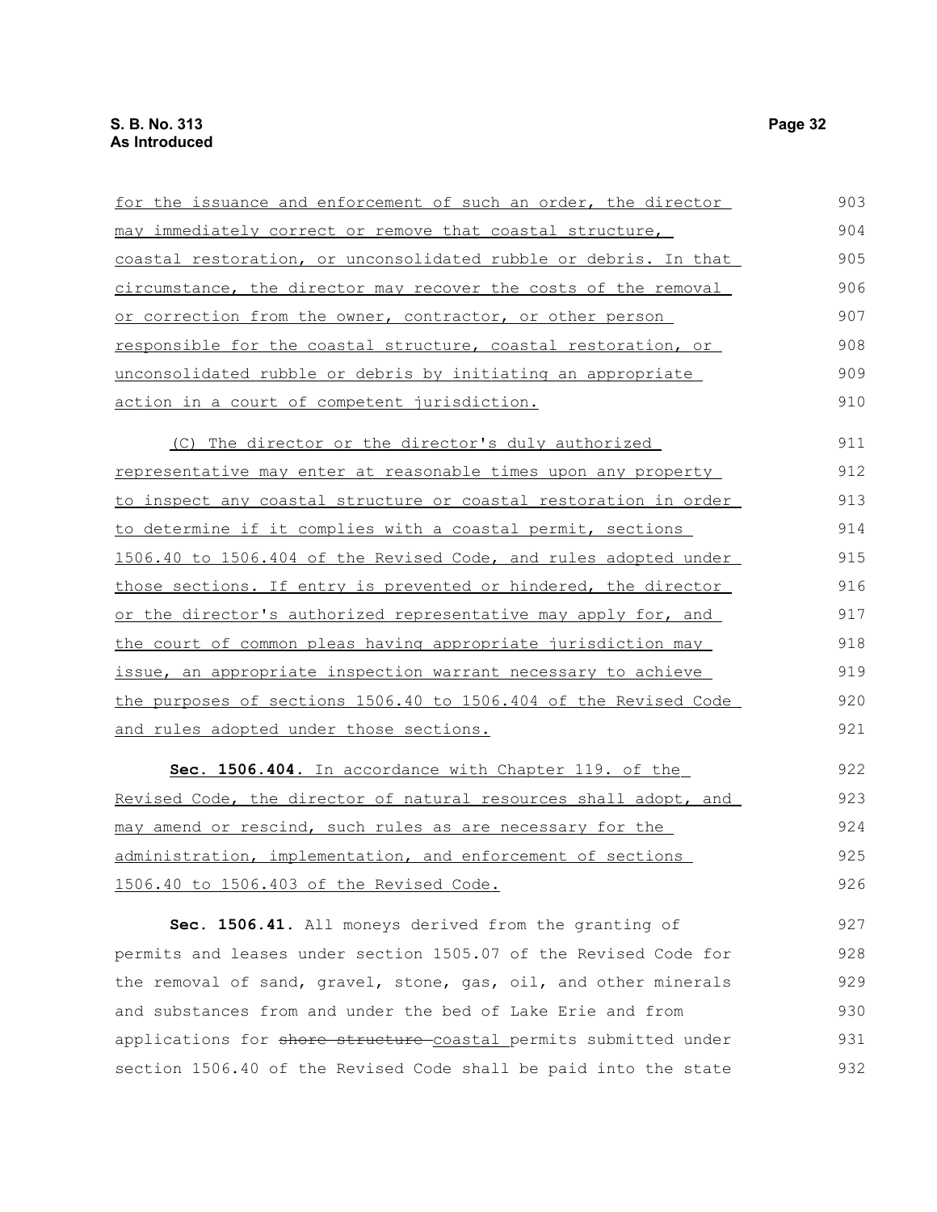for the issuance and enforcement of such an order, the director may immediately correct or remove that coastal structure, coastal restoration, or unconsolidated rubble or debris. In that circumstance, the director may recover the costs of the removal or correction from the owner, contractor, or other person responsible for the coastal structure, coastal restoration, or unconsolidated rubble or debris by initiating an appropriate action in a court of competent jurisdiction.

(C) The director or the director's duly authorized representative may enter at reasonable times upon any property to inspect any coastal structure or coastal restoration in order to determine if it complies with a coastal permit, sections 1506.40 to 1506.404 of the Revised Code, and rules adopted under those sections. If entry is prevented or hindered, the director or the director's authorized representative may apply for, and the court of common pleas having appropriate jurisdiction may issue, an appropriate inspection warrant necessary to achieve the purposes of sections 1506.40 to 1506.404 of the Revised Code and rules adopted under those sections.

**Sec. 1506.404.** In accordance with Chapter 119. of the Revised Code, the director of natural resources shall adopt, and may amend or rescind, such rules as are necessary for the administration, implementation, and enforcement of sections 1506.40 to 1506.403 of the Revised Code.

**Sec. 1506.41.** All moneys derived from the granting of permits and leases under section 1505.07 of the Revised Code for the removal of sand, gravel, stone, gas, oil, and other minerals and substances from and under the bed of Lake Erie and from applications for ~~shore structure~~ coastal permits submitted under section 1506.40 of the Revised Code shall be paid into the state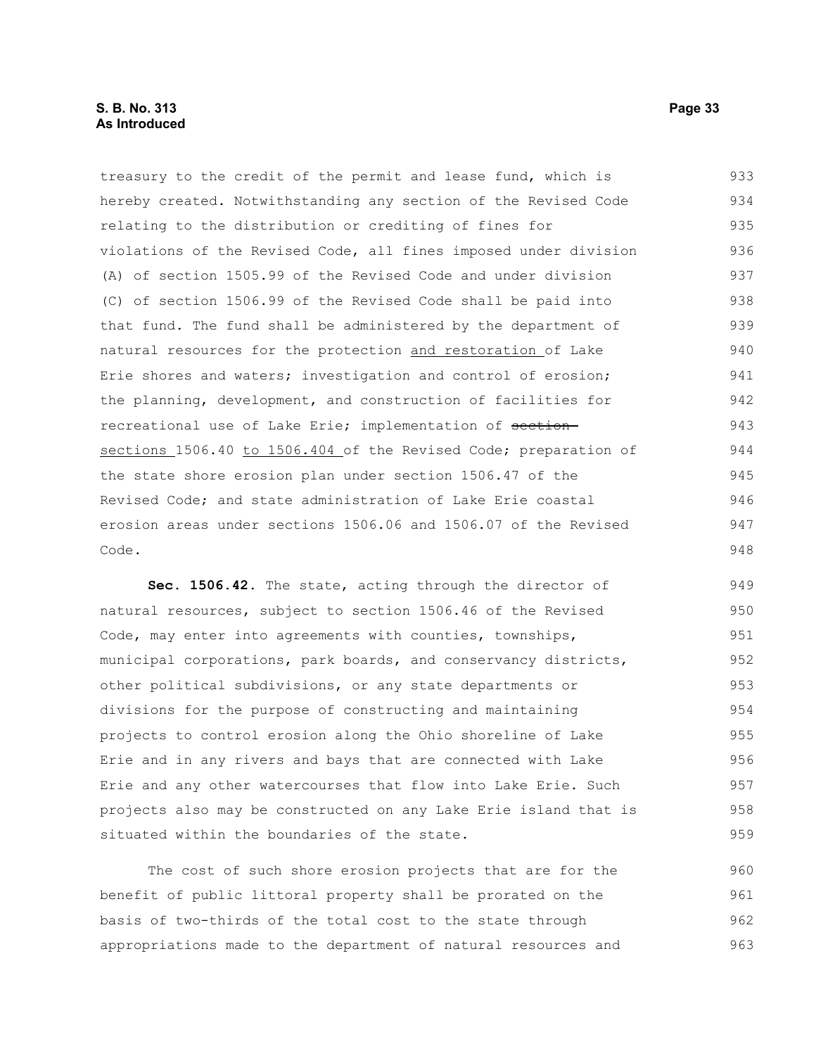treasury to the credit of the permit and lease fund, which is hereby created. Notwithstanding any section of the Revised Code relating to the distribution or crediting of fines for violations of the Revised Code, all fines imposed under division (A) of section 1505.99 of the Revised Code and under division (C) of section 1506.99 of the Revised Code shall be paid into that fund. The fund shall be administered by the department of natural resources for the protection <u>and restoration</u> of Lake Erie shores and waters; investigation and control of erosion; the planning, development, and construction of facilities for recreational use of Lake Erie; implementation of ~~section~~ <u>sections</u> 1506.40 <u>to 1506.404</u> of the Revised Code; preparation of the state shore erosion plan under section 1506.47 of the Revised Code; and state administration of Lake Erie coastal erosion areas under sections 1506.06 and 1506.07 of the Revised Code.

**Sec. 1506.42.** The state, acting through the director of natural resources, subject to section 1506.46 of the Revised Code, may enter into agreements with counties, townships, municipal corporations, park boards, and conservancy districts, other political subdivisions, or any state departments or divisions for the purpose of constructing and maintaining projects to control erosion along the Ohio shoreline of Lake Erie and in any rivers and bays that are connected with Lake Erie and any other watercourses that flow into Lake Erie. Such projects also may be constructed on any Lake Erie island that is situated within the boundaries of the state.

The cost of such shore erosion projects that are for the benefit of public littoral property shall be prorated on the basis of two-thirds of the total cost to the state through appropriations made to the department of natural resources and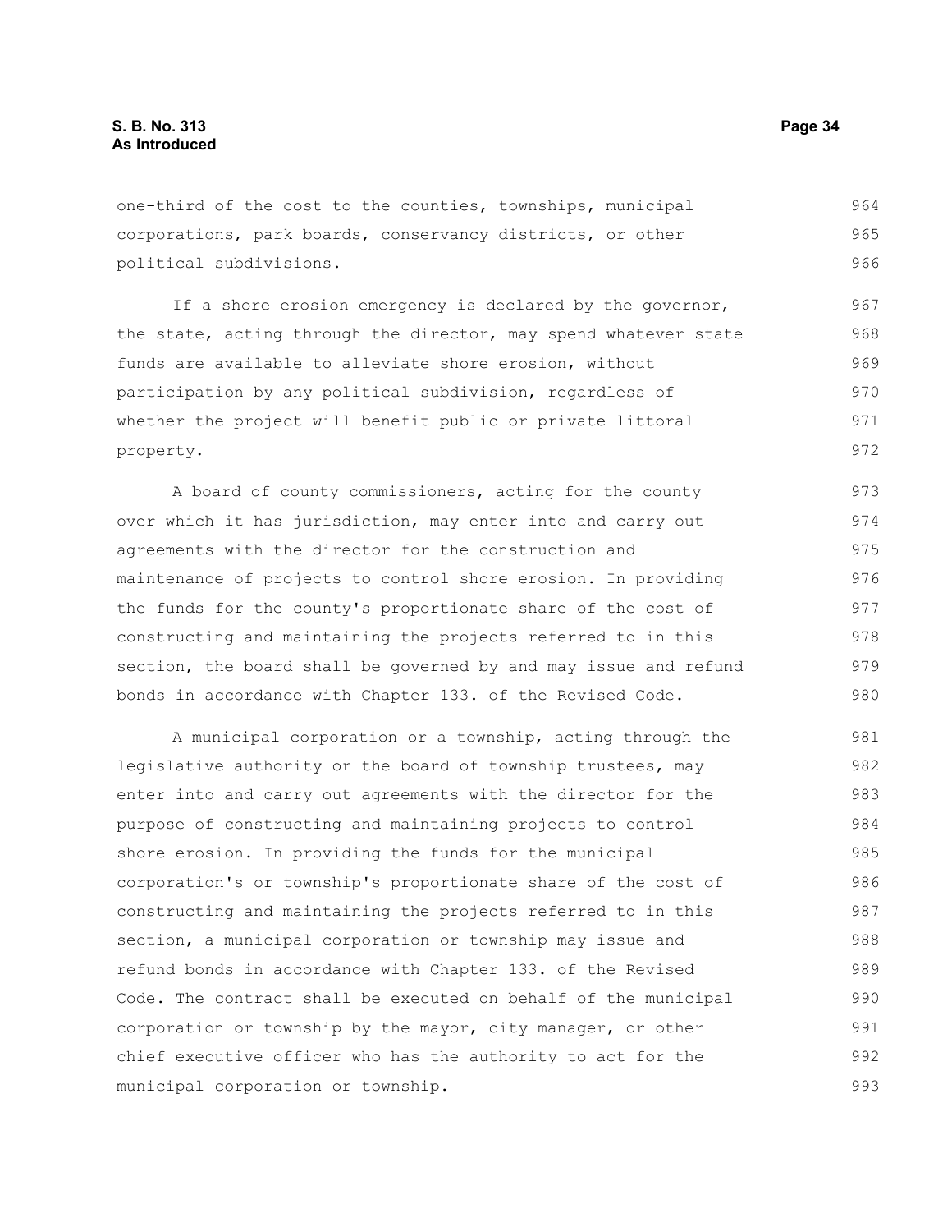one-third of the cost to the counties, townships, municipal corporations, park boards, conservancy districts, or other political subdivisions.

If a shore erosion emergency is declared by the governor, the state, acting through the director, may spend whatever state funds are available to alleviate shore erosion, without participation by any political subdivision, regardless of whether the project will benefit public or private littoral property.

A board of county commissioners, acting for the county over which it has jurisdiction, may enter into and carry out agreements with the director for the construction and maintenance of projects to control shore erosion. In providing the funds for the county's proportionate share of the cost of constructing and maintaining the projects referred to in this section, the board shall be governed by and may issue and refund bonds in accordance with Chapter 133. of the Revised Code.

A municipal corporation or a township, acting through the legislative authority or the board of township trustees, may enter into and carry out agreements with the director for the purpose of constructing and maintaining projects to control shore erosion. In providing the funds for the municipal corporation's or township's proportionate share of the cost of constructing and maintaining the projects referred to in this section, a municipal corporation or township may issue and refund bonds in accordance with Chapter 133. of the Revised Code. The contract shall be executed on behalf of the municipal corporation or township by the mayor, city manager, or other chief executive officer who has the authority to act for the municipal corporation or township.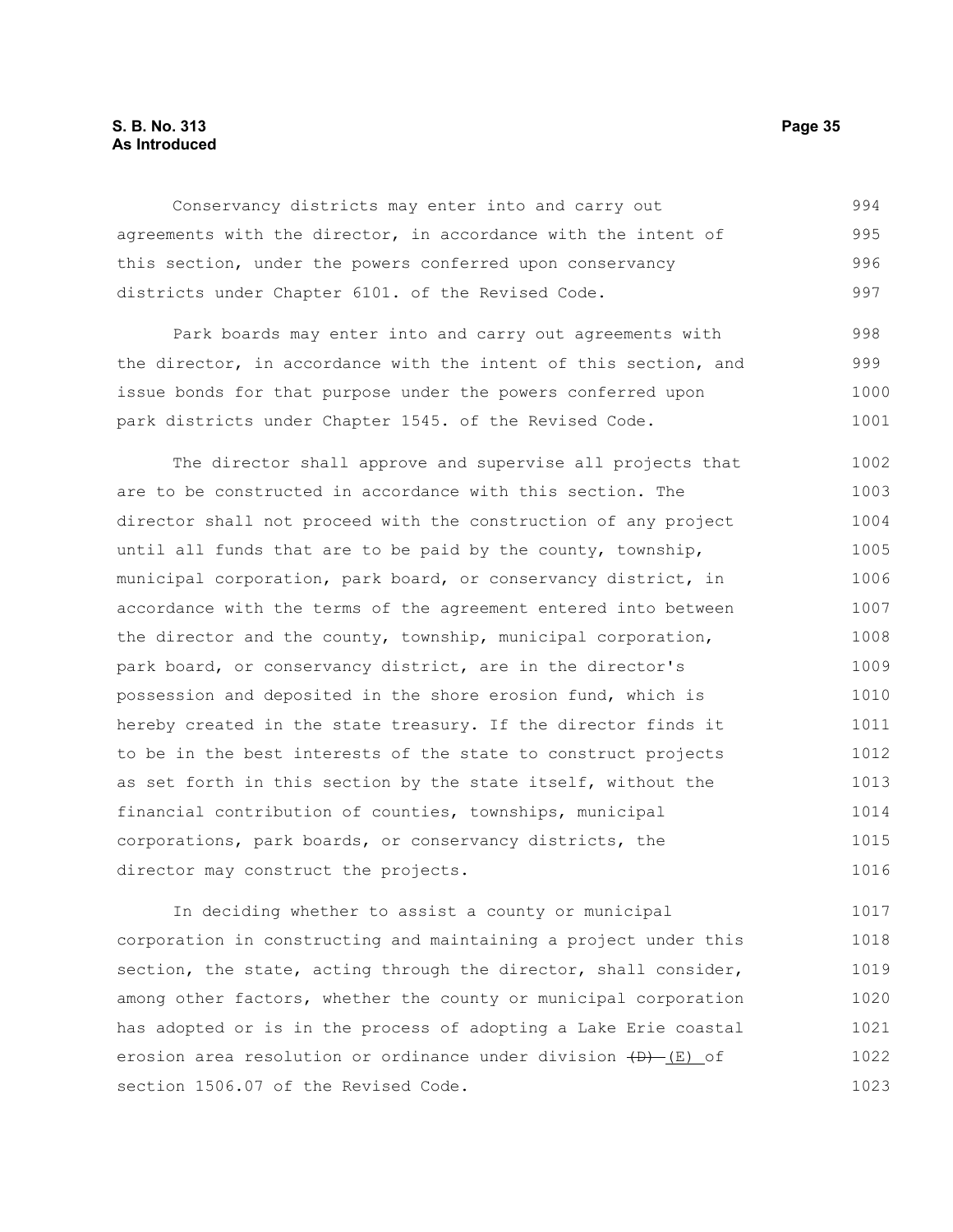Conservancy districts may enter into and carry out agreements with the director, in accordance with the intent of this section, under the powers conferred upon conservancy districts under Chapter 6101. of the Revised Code.

Park boards may enter into and carry out agreements with the director, in accordance with the intent of this section, and issue bonds for that purpose under the powers conferred upon park districts under Chapter 1545. of the Revised Code.

The director shall approve and supervise all projects that are to be constructed in accordance with this section. The director shall not proceed with the construction of any project until all funds that are to be paid by the county, township, municipal corporation, park board, or conservancy district, in accordance with the terms of the agreement entered into between the director and the county, township, municipal corporation, park board, or conservancy district, are in the director's possession and deposited in the shore erosion fund, which is hereby created in the state treasury. If the director finds it to be in the best interests of the state to construct projects as set forth in this section by the state itself, without the financial contribution of counties, townships, municipal corporations, park boards, or conservancy districts, the director may construct the projects.

In deciding whether to assist a county or municipal corporation in constructing and maintaining a project under this section, the state, acting through the director, shall consider, among other factors, whether the county or municipal corporation has adopted or is in the process of adopting a Lake Erie coastal erosion area resolution or ordinance under division ~~(D)~~ (E) of section 1506.07 of the Revised Code.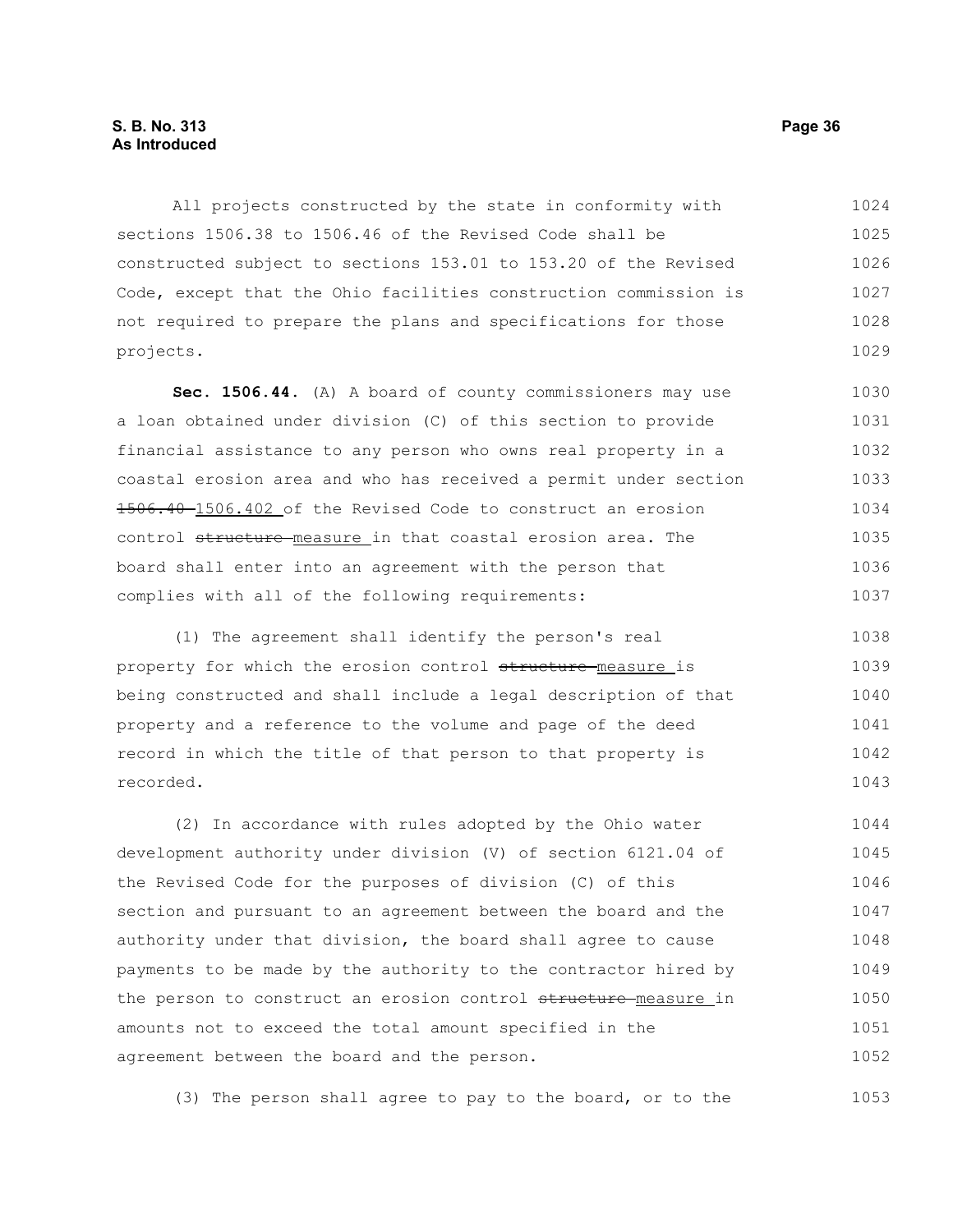All projects constructed by the state in conformity with sections 1506.38 to 1506.46 of the Revised Code shall be constructed subject to sections 153.01 to 153.20 of the Revised Code, except that the Ohio facilities construction commission is not required to prepare the plans and specifications for those projects.

**Sec. 1506.44.** (A) A board of county commissioners may use a loan obtained under division (C) of this section to provide financial assistance to any person who owns real property in a coastal erosion area and who has received a permit under section ~~1506.40~~ 1506.402 of the Revised Code to construct an erosion control ~~structure~~ measure in that coastal erosion area. The board shall enter into an agreement with the person that complies with all of the following requirements:

(1) The agreement shall identify the person's real property for which the erosion control ~~structure~~ measure is being constructed and shall include a legal description of that property and a reference to the volume and page of the deed record in which the title of that person to that property is recorded.

(2) In accordance with rules adopted by the Ohio water development authority under division (V) of section 6121.04 of the Revised Code for the purposes of division (C) of this section and pursuant to an agreement between the board and the authority under that division, the board shall agree to cause payments to be made by the authority to the contractor hired by the person to construct an erosion control ~~structure~~ measure in amounts not to exceed the total amount specified in the agreement between the board and the person.

(3) The person shall agree to pay to the board, or to the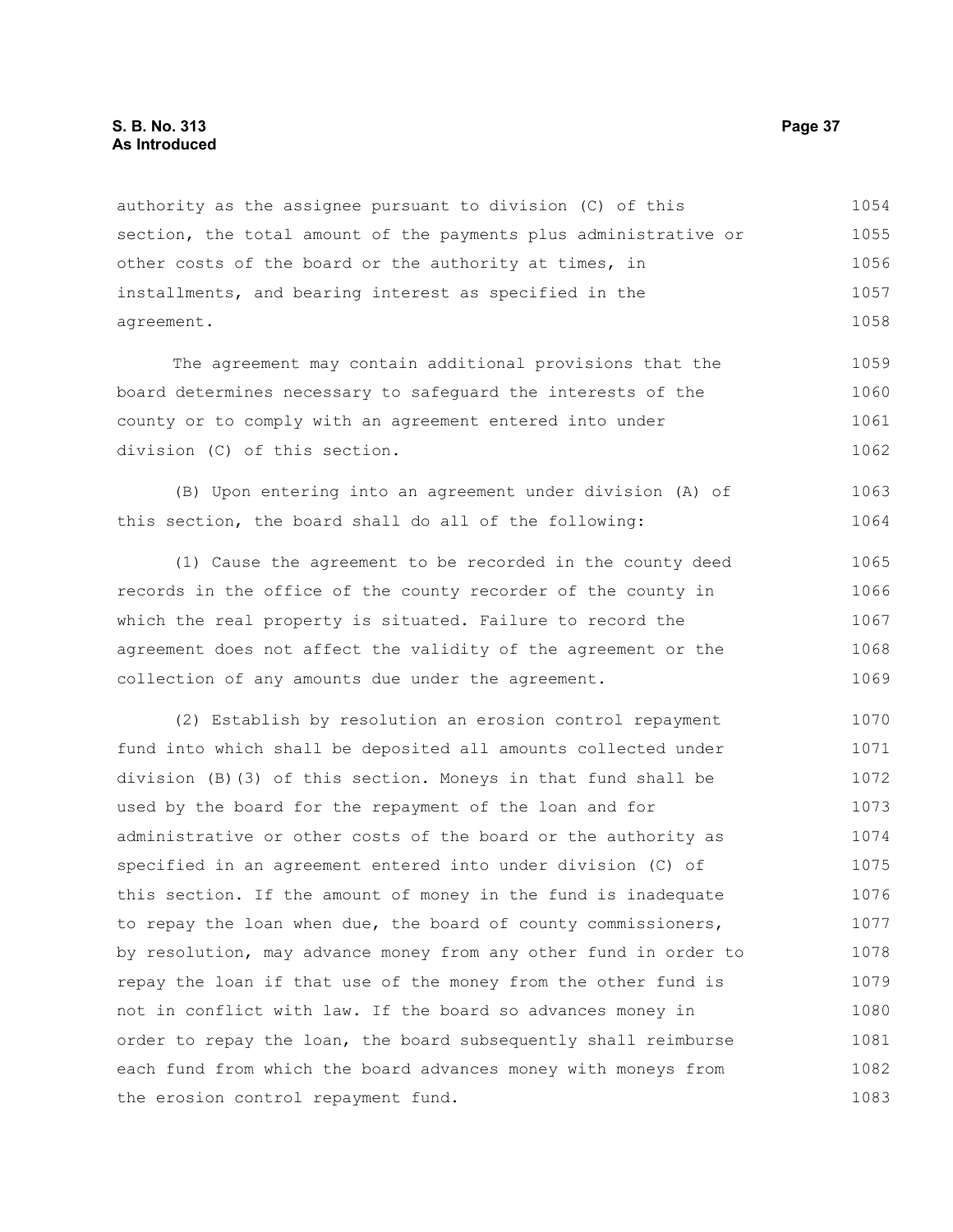authority as the assignee pursuant to division (C) of this section, the total amount of the payments plus administrative or other costs of the board or the authority at times, in installments, and bearing interest as specified in the agreement.

The agreement may contain additional provisions that the board determines necessary to safeguard the interests of the county or to comply with an agreement entered into under division (C) of this section.

(B) Upon entering into an agreement under division (A) of this section, the board shall do all of the following:

(1) Cause the agreement to be recorded in the county deed records in the office of the county recorder of the county in which the real property is situated. Failure to record the agreement does not affect the validity of the agreement or the collection of any amounts due under the agreement.

(2) Establish by resolution an erosion control repayment fund into which shall be deposited all amounts collected under division (B)(3) of this section. Moneys in that fund shall be used by the board for the repayment of the loan and for administrative or other costs of the board or the authority as specified in an agreement entered into under division (C) of this section. If the amount of money in the fund is inadequate to repay the loan when due, the board of county commissioners, by resolution, may advance money from any other fund in order to repay the loan if that use of the money from the other fund is not in conflict with law. If the board so advances money in order to repay the loan, the board subsequently shall reimburse each fund from which the board advances money with moneys from the erosion control repayment fund.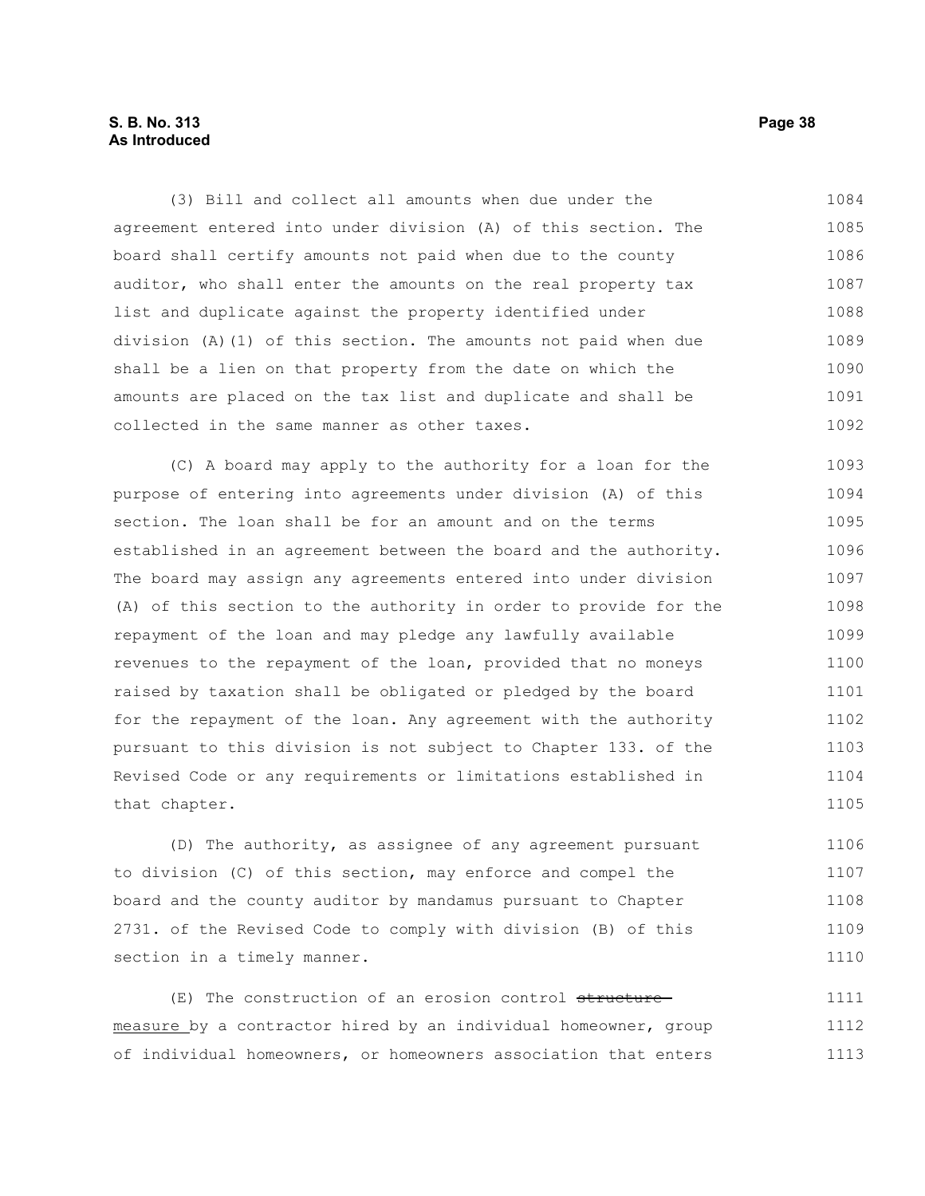(3) Bill and collect all amounts when due under the agreement entered into under division (A) of this section. The board shall certify amounts not paid when due to the county auditor, who shall enter the amounts on the real property tax list and duplicate against the property identified under division (A)(1) of this section. The amounts not paid when due shall be a lien on that property from the date on which the amounts are placed on the tax list and duplicate and shall be collected in the same manner as other taxes.

(C) A board may apply to the authority for a loan for the purpose of entering into agreements under division (A) of this section. The loan shall be for an amount and on the terms established in an agreement between the board and the authority. The board may assign any agreements entered into under division (A) of this section to the authority in order to provide for the repayment of the loan and may pledge any lawfully available revenues to the repayment of the loan, provided that no moneys raised by taxation shall be obligated or pledged by the board for the repayment of the loan. Any agreement with the authority pursuant to this division is not subject to Chapter 133. of the Revised Code or any requirements or limitations established in that chapter.

(D) The authority, as assignee of any agreement pursuant to division (C) of this section, may enforce and compel the board and the county auditor by mandamus pursuant to Chapter 2731. of the Revised Code to comply with division (B) of this section in a timely manner.

(E) The construction of an erosion control ~~structure~~ measure by a contractor hired by an individual homeowner, group of individual homeowners, or homeowners association that enters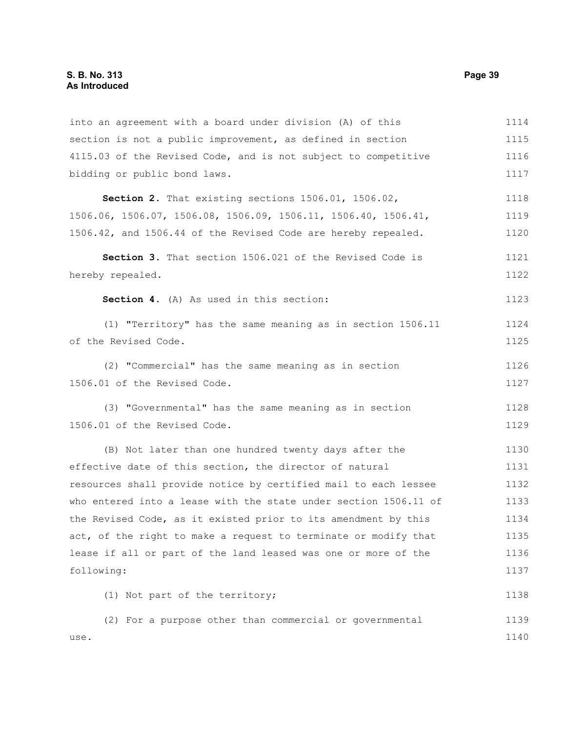into an agreement with a board under division (A) of this section is not a public improvement, as defined in section 4115.03 of the Revised Code, and is not subject to competitive bidding or public bond laws.

**Section 2.** That existing sections 1506.01, 1506.02, 1506.06, 1506.07, 1506.08, 1506.09, 1506.11, 1506.40, 1506.41, 1506.42, and 1506.44 of the Revised Code are hereby repealed.

**Section 3.** That section 1506.021 of the Revised Code is hereby repealed.

**Section 4.** (A) As used in this section:

(1) "Territory" has the same meaning as in section 1506.11 of the Revised Code.

(2) "Commercial" has the same meaning as in section 1506.01 of the Revised Code.

(3) "Governmental" has the same meaning as in section 1506.01 of the Revised Code.

(B) Not later than one hundred twenty days after the effective date of this section, the director of natural resources shall provide notice by certified mail to each lessee who entered into a lease with the state under section 1506.11 of the Revised Code, as it existed prior to its amendment by this act, of the right to make a request to terminate or modify that lease if all or part of the land leased was one or more of the following:

(1) Not part of the territory;

(2) For a purpose other than commercial or governmental use.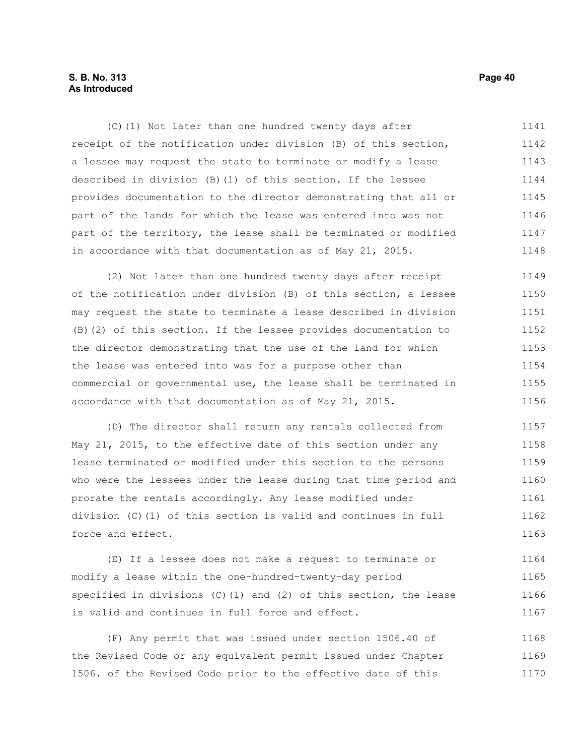(C)(1) Not later than one hundred twenty days after receipt of the notification under division (B) of this section, a lessee may request the state to terminate or modify a lease described in division (B)(1) of this section. If the lessee provides documentation to the director demonstrating that all or part of the lands for which the lease was entered into was not part of the territory, the lease shall be terminated or modified in accordance with that documentation as of May 21, 2015.

(2) Not later than one hundred twenty days after receipt of the notification under division (B) of this section, a lessee may request the state to terminate a lease described in division (B)(2) of this section. If the lessee provides documentation to the director demonstrating that the use of the land for which the lease was entered into was for a purpose other than commercial or governmental use, the lease shall be terminated in accordance with that documentation as of May 21, 2015.

(D) The director shall return any rentals collected from May 21, 2015, to the effective date of this section under any lease terminated or modified under this section to the persons who were the lessees under the lease during that time period and prorate the rentals accordingly. Any lease modified under division (C)(1) of this section is valid and continues in full force and effect.

(E) If a lessee does not make a request to terminate or modify a lease within the one-hundred-twenty-day period specified in divisions (C)(1) and (2) of this section, the lease is valid and continues in full force and effect.

(F) Any permit that was issued under section 1506.40 of the Revised Code or any equivalent permit issued under Chapter 1506. of the Revised Code prior to the effective date of this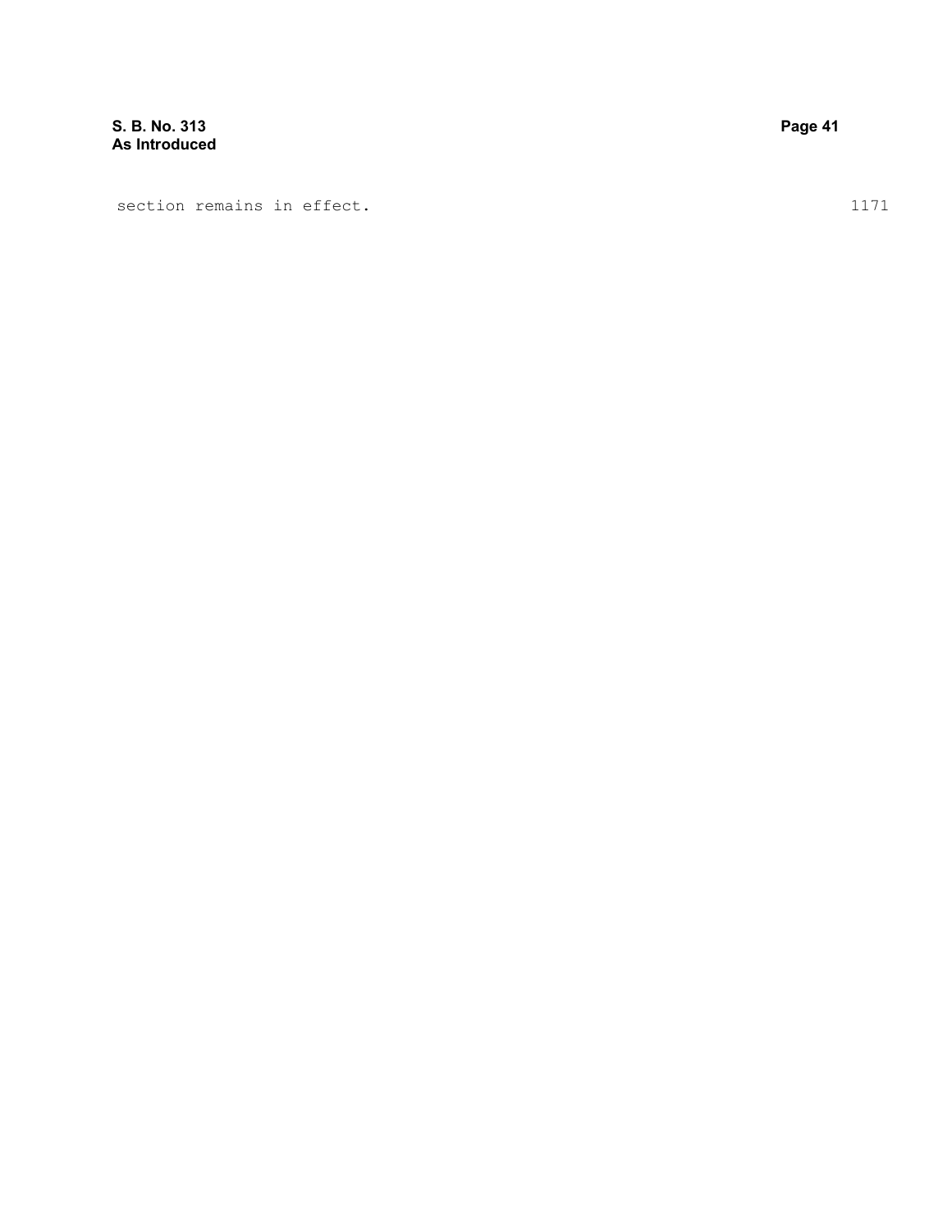section remains in effect. 1171